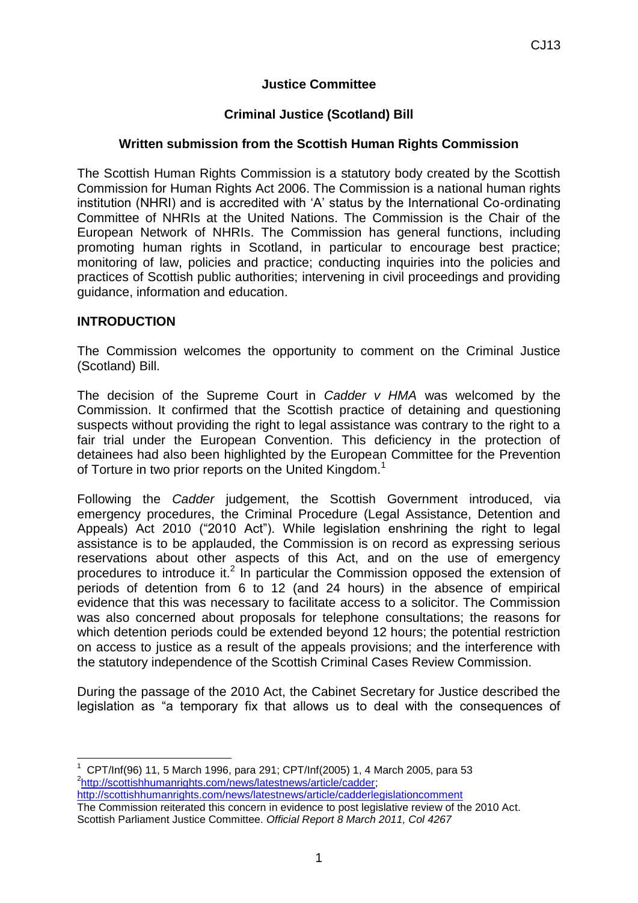## Justice Committee

## Criminal Justice (Scotland) Bill

### Written submission from the Scottish Human Rights Commission

The Scottish Human Rights Commission is a statutory body created by the Scottish Commission for Human Rights Act 2006. The Commission is a national human rights institution (NHRI) and is accredited with 'A' status by the International Co-ordinating Committee of NHRIs at the United Nations. The Commission is the Chair of the European Network of NHRIs. The Commission has general functions, including promoting human rights in Scotland, in particular to encourage best practice; monitoring of law, policies and practice; conducting inquiries into the policies and practices of Scottish public authorities; intervening in civil proceedings and providing guidance, information and education.

### INTRODUCTION

The Commission welcomes the opportunity to comment on the Criminal Justice (Scotland) Bill.

The decision of the Supreme Court in *Cadder v HMA* was welcomed by the Commission. It confirmed that the Scottish practice of detaining and questioning suspects without providing the right to legal assistance was contrary to the right to a fair trial under the European Convention. This deficiency in the protection of detainees had also been highlighted by the European Committee for the Prevention of Torture in two prior reports on the United Kingdom.[1]

Following the *Cadder* judgement, the Scottish Government introduced, via emergency procedures, the Criminal Procedure (Legal Assistance, Detention and Appeals) Act 2010 ("2010 Act"). While legislation enshrining the right to legal assistance is to be applauded, the Commission is on record as expressing serious reservations about other aspects of this Act, and on the use of emergency procedures to introduce it.[2] In particular the Commission opposed the extension of periods of detention from 6 to 12 (and 24 hours) in the absence of empirical evidence that this was necessary to facilitate access to a solicitor. The Commission was also concerned about proposals for telephone consultations; the reasons for which detention periods could be extended beyond 12 hours; the potential restriction on access to justice as a result of the appeals provisions; and the interference with the statutory independence of the Scottish Criminal Cases Review Commission.

During the passage of the 2010 Act, the Cabinet Secretary for Justice described the legislation as "a temporary fix that allows us to deal with the consequences of

---

[1] CPT/Inf(96) 11, 5 March 1996, para 291; CPT/Inf(2005) 1, 4 March 2005, para 53

[2] http://scottishhumanrights.com/news/latestnews/article/cadder; http://scottishhumanrights.com/news/latestnews/article/cadderlegislationcomment
The Commission reiterated this concern in evidence to post legislative review of the 2010 Act. Scottish Parliament Justice Committee. *Official Report 8 March 2011, Col 4267*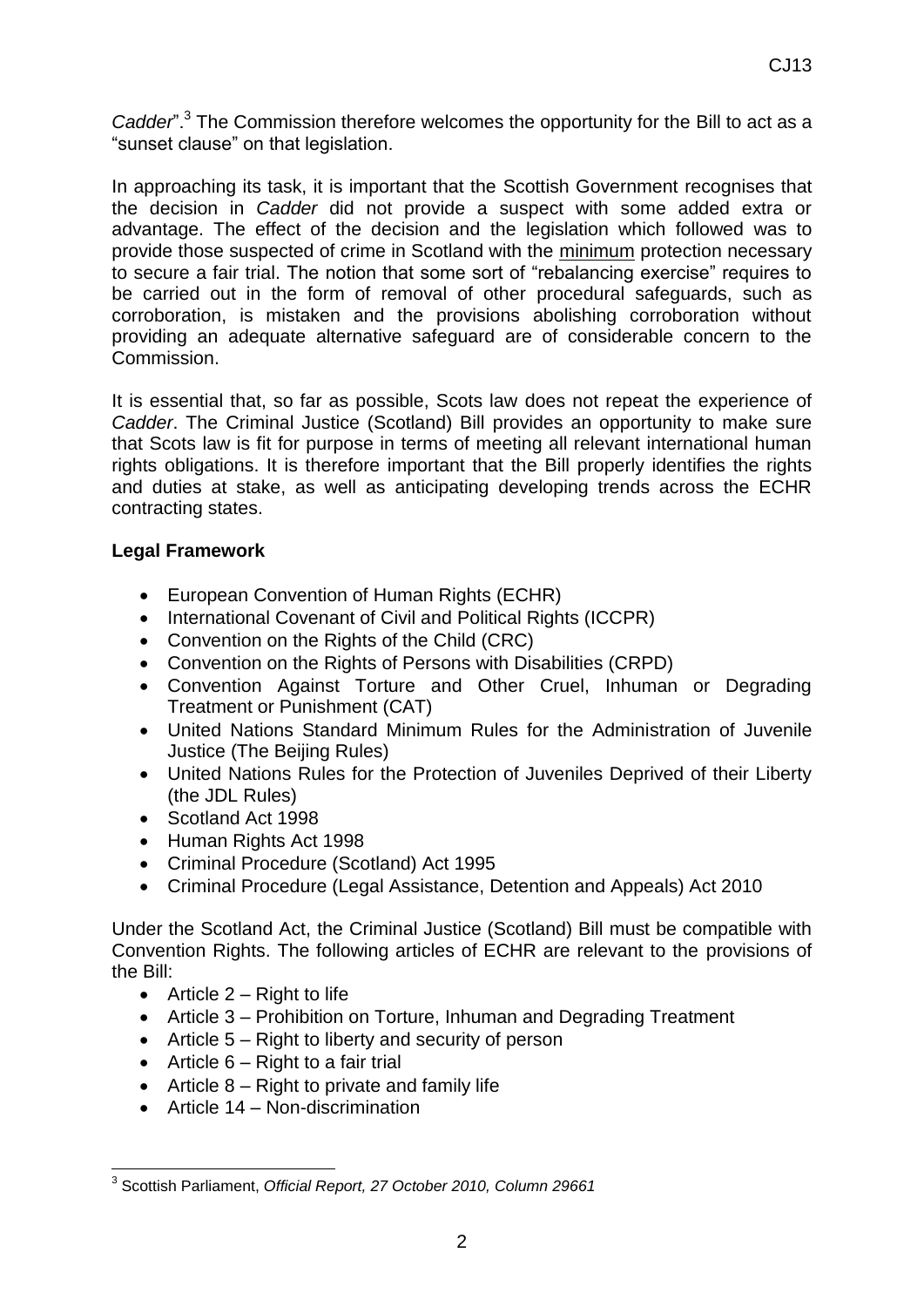*Cadder*".[3] The Commission therefore welcomes the opportunity for the Bill to act as a "sunset clause" on that legislation.

In approaching its task, it is important that the Scottish Government recognises that the decision in *Cadder* did not provide a suspect with some added extra or advantage. The effect of the decision and the legislation which followed was to provide those suspected of crime in Scotland with the minimum protection necessary to secure a fair trial. The notion that some sort of "rebalancing exercise" requires to be carried out in the form of removal of other procedural safeguards, such as corroboration, is mistaken and the provisions abolishing corroboration without providing an adequate alternative safeguard are of considerable concern to the Commission.

It is essential that, so far as possible, Scots law does not repeat the experience of *Cadder*. The Criminal Justice (Scotland) Bill provides an opportunity to make sure that Scots law is fit for purpose in terms of meeting all relevant international human rights obligations. It is therefore important that the Bill properly identifies the rights and duties at stake, as well as anticipating developing trends across the ECHR contracting states.

**Legal Framework**

- European Convention of Human Rights (ECHR)
- International Covenant of Civil and Political Rights (ICCPR)
- Convention on the Rights of the Child (CRC)
- Convention on the Rights of Persons with Disabilities (CRPD)
- Convention Against Torture and Other Cruel, Inhuman or Degrading Treatment or Punishment (CAT)
- United Nations Standard Minimum Rules for the Administration of Juvenile Justice (The Beijing Rules)
- United Nations Rules for the Protection of Juveniles Deprived of their Liberty (the JDL Rules)
- Scotland Act 1998
- Human Rights Act 1998
- Criminal Procedure (Scotland) Act 1995
- Criminal Procedure (Legal Assistance, Detention and Appeals) Act 2010

Under the Scotland Act, the Criminal Justice (Scotland) Bill must be compatible with Convention Rights. The following articles of ECHR are relevant to the provisions of the Bill:

- Article 2 – Right to life
- Article 3 – Prohibition on Torture, Inhuman and Degrading Treatment
- Article 5 – Right to liberty and security of person
- Article 6 – Right to a fair trial
- Article 8 – Right to private and family life
- Article 14 – Non-discrimination

[3] Scottish Parliament, *Official Report, 27 October 2010, Column 29661*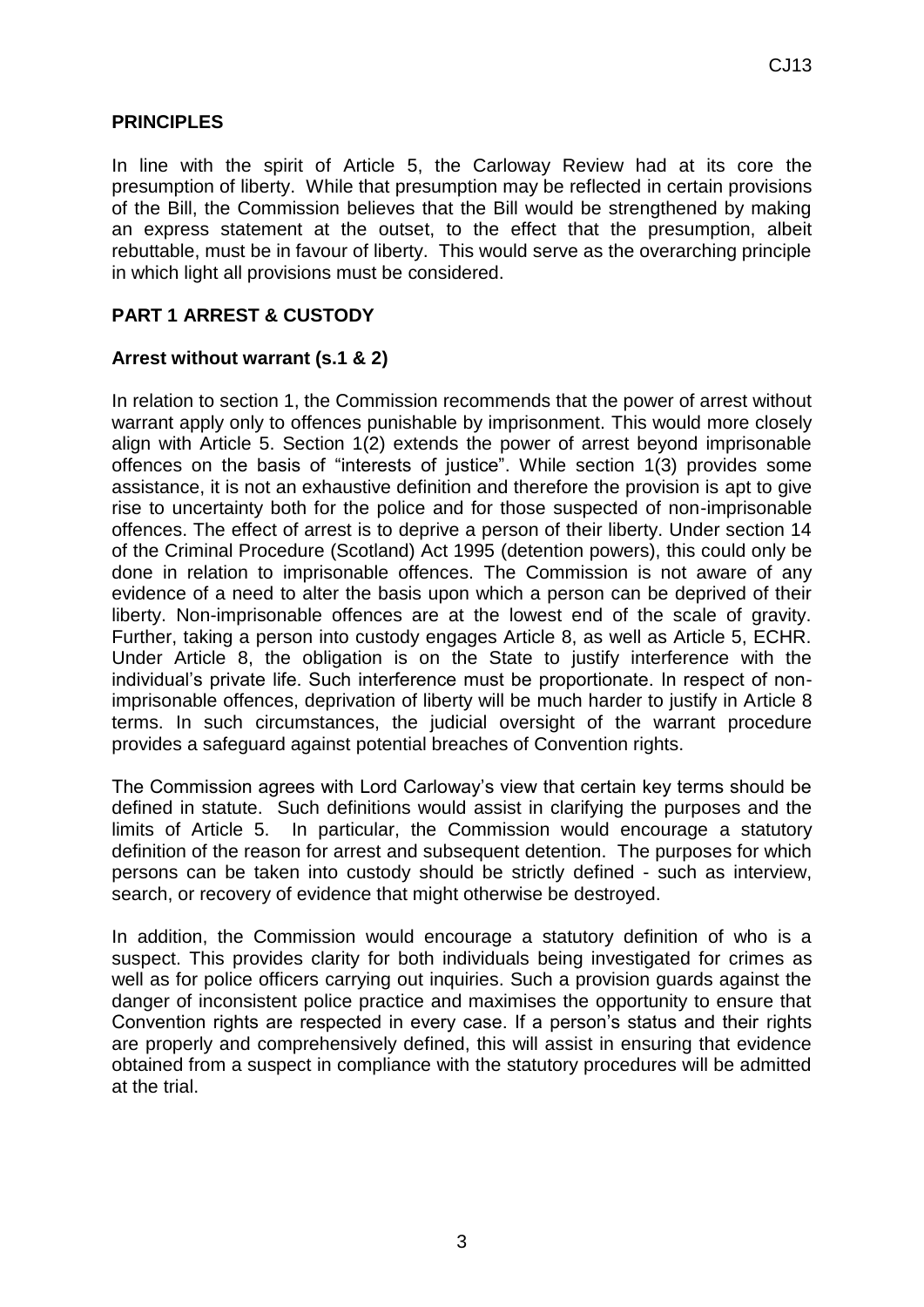## PRINCIPLES

In line with the spirit of Article 5, the Carloway Review had at its core the presumption of liberty. While that presumption may be reflected in certain provisions of the Bill, the Commission believes that the Bill would be strengthened by making an express statement at the outset, to the effect that the presumption, albeit rebuttable, must be in favour of liberty. This would serve as the overarching principle in which light all provisions must be considered.

## PART 1 ARREST & CUSTODY

### Arrest without warrant (s.1 & 2)

In relation to section 1, the Commission recommends that the power of arrest without warrant apply only to offences punishable by imprisonment. This would more closely align with Article 5. Section 1(2) extends the power of arrest beyond imprisonable offences on the basis of "interests of justice". While section 1(3) provides some assistance, it is not an exhaustive definition and therefore the provision is apt to give rise to uncertainty both for the police and for those suspected of non-imprisonable offences. The effect of arrest is to deprive a person of their liberty. Under section 14 of the Criminal Procedure (Scotland) Act 1995 (detention powers), this could only be done in relation to imprisonable offences. The Commission is not aware of any evidence of a need to alter the basis upon which a person can be deprived of their liberty. Non-imprisonable offences are at the lowest end of the scale of gravity. Further, taking a person into custody engages Article 8, as well as Article 5, ECHR. Under Article 8, the obligation is on the State to justify interference with the individual's private life. Such interference must be proportionate. In respect of non-imprisonable offences, deprivation of liberty will be much harder to justify in Article 8 terms. In such circumstances, the judicial oversight of the warrant procedure provides a safeguard against potential breaches of Convention rights.

The Commission agrees with Lord Carloway's view that certain key terms should be defined in statute. Such definitions would assist in clarifying the purposes and the limits of Article 5. In particular, the Commission would encourage a statutory definition of the reason for arrest and subsequent detention. The purposes for which persons can be taken into custody should be strictly defined - such as interview, search, or recovery of evidence that might otherwise be destroyed.

In addition, the Commission would encourage a statutory definition of who is a suspect. This provides clarity for both individuals being investigated for crimes as well as for police officers carrying out inquiries. Such a provision guards against the danger of inconsistent police practice and maximises the opportunity to ensure that Convention rights are respected in every case. If a person's status and their rights are properly and comprehensively defined, this will assist in ensuring that evidence obtained from a suspect in compliance with the statutory procedures will be admitted at the trial.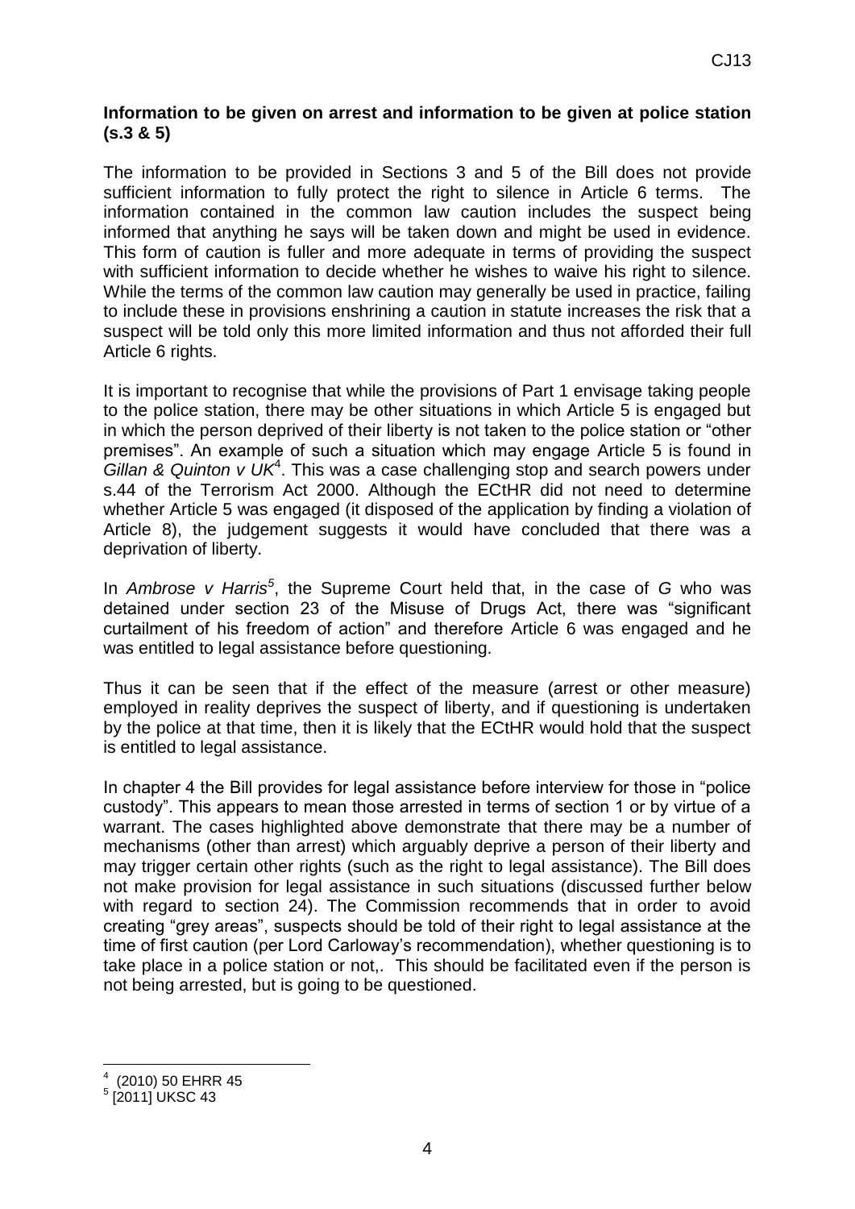**Information to be given on arrest and information to be given at police station (s.3 & 5)**

The information to be provided in Sections 3 and 5 of the Bill does not provide sufficient information to fully protect the right to silence in Article 6 terms. The information contained in the common law caution includes the suspect being informed that anything he says will be taken down and might be used in evidence. This form of caution is fuller and more adequate in terms of providing the suspect with sufficient information to decide whether he wishes to waive his right to silence. While the terms of the common law caution may generally be used in practice, failing to include these in provisions enshrining a caution in statute increases the risk that a suspect will be told only this more limited information and thus not afforded their full Article 6 rights.

It is important to recognise that while the provisions of Part 1 envisage taking people to the police station, there may be other situations in which Article 5 is engaged but in which the person deprived of their liberty is not taken to the police station or "other premises". An example of such a situation which may engage Article 5 is found in *Gillan & Quinton v UK*[4]. This was a case challenging stop and search powers under s.44 of the Terrorism Act 2000. Although the ECtHR did not need to determine whether Article 5 was engaged (it disposed of the application by finding a violation of Article 8), the judgement suggests it would have concluded that there was a deprivation of liberty.

In *Ambrose v Harris*[5], the Supreme Court held that, in the case of *G* who was detained under section 23 of the Misuse of Drugs Act, there was "significant curtailment of his freedom of action" and therefore Article 6 was engaged and he was entitled to legal assistance before questioning.

Thus it can be seen that if the effect of the measure (arrest or other measure) employed in reality deprives the suspect of liberty, and if questioning is undertaken by the police at that time, then it is likely that the ECtHR would hold that the suspect is entitled to legal assistance.

In chapter 4 the Bill provides for legal assistance before interview for those in "police custody". This appears to mean those arrested in terms of section 1 or by virtue of a warrant. The cases highlighted above demonstrate that there may be a number of mechanisms (other than arrest) which arguably deprive a person of their liberty and may trigger certain other rights (such as the right to legal assistance). The Bill does not make provision for legal assistance in such situations (discussed further below with regard to section 24). The Commission recommends that in order to avoid creating "grey areas", suspects should be told of their right to legal assistance at the time of first caution (per Lord Carloway's recommendation), whether questioning is to take place in a police station or not,. This should be facilitated even if the person is not being arrested, but is going to be questioned.

---

[4] (2010) 50 EHRR 45

[5] [2011] UKSC 43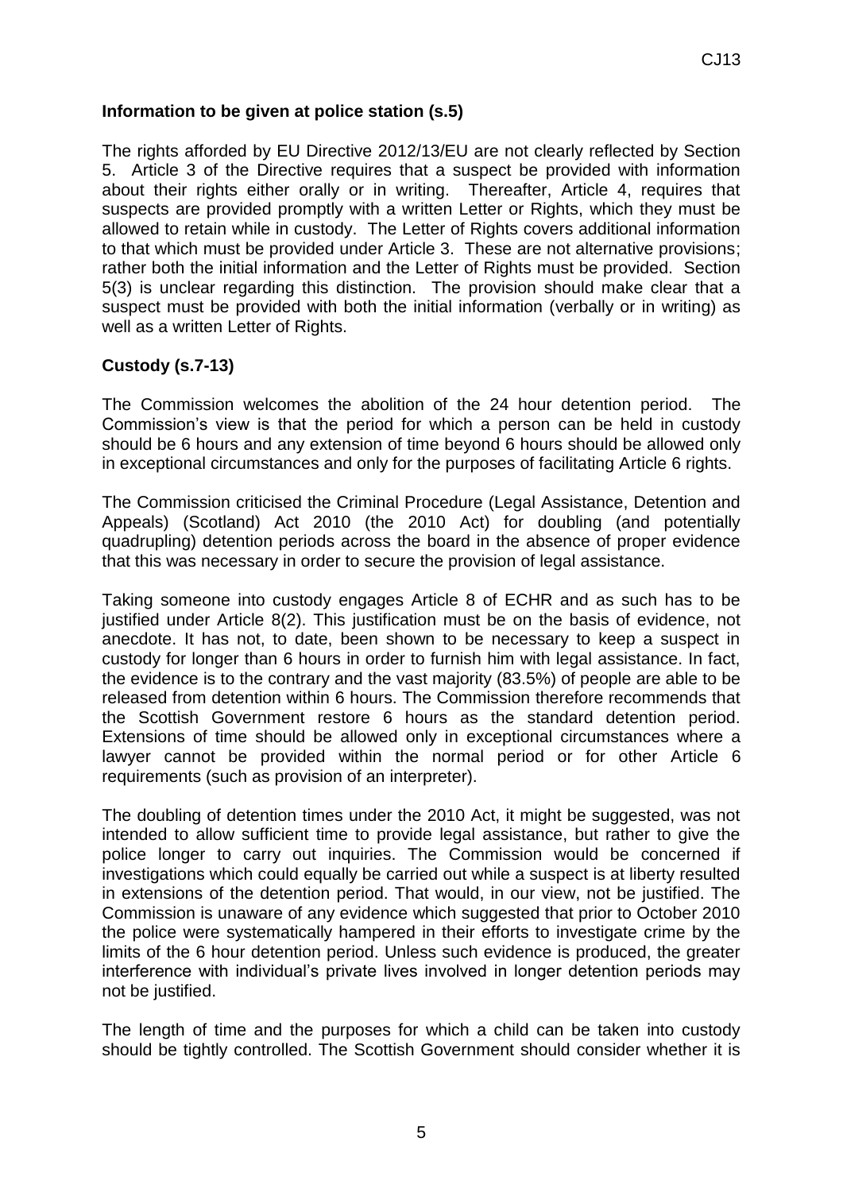**Information to be given at police station (s.5)**

The rights afforded by EU Directive 2012/13/EU are not clearly reflected by Section 5. Article 3 of the Directive requires that a suspect be provided with information about their rights either orally or in writing. Thereafter, Article 4, requires that suspects are provided promptly with a written Letter or Rights, which they must be allowed to retain while in custody. The Letter of Rights covers additional information to that which must be provided under Article 3. These are not alternative provisions; rather both the initial information and the Letter of Rights must be provided. Section 5(3) is unclear regarding this distinction. The provision should make clear that a suspect must be provided with both the initial information (verbally or in writing) as well as a written Letter of Rights.

**Custody (s.7-13)**

The Commission welcomes the abolition of the 24 hour detention period. The Commission's view is that the period for which a person can be held in custody should be 6 hours and any extension of time beyond 6 hours should be allowed only in exceptional circumstances and only for the purposes of facilitating Article 6 rights.

The Commission criticised the Criminal Procedure (Legal Assistance, Detention and Appeals) (Scotland) Act 2010 (the 2010 Act) for doubling (and potentially quadrupling) detention periods across the board in the absence of proper evidence that this was necessary in order to secure the provision of legal assistance.

Taking someone into custody engages Article 8 of ECHR and as such has to be justified under Article 8(2). This justification must be on the basis of evidence, not anecdote. It has not, to date, been shown to be necessary to keep a suspect in custody for longer than 6 hours in order to furnish him with legal assistance. In fact, the evidence is to the contrary and the vast majority (83.5%) of people are able to be released from detention within 6 hours. The Commission therefore recommends that the Scottish Government restore 6 hours as the standard detention period. Extensions of time should be allowed only in exceptional circumstances where a lawyer cannot be provided within the normal period or for other Article 6 requirements (such as provision of an interpreter).

The doubling of detention times under the 2010 Act, it might be suggested, was not intended to allow sufficient time to provide legal assistance, but rather to give the police longer to carry out inquiries. The Commission would be concerned if investigations which could equally be carried out while a suspect is at liberty resulted in extensions of the detention period. That would, in our view, not be justified. The Commission is unaware of any evidence which suggested that prior to October 2010 the police were systematically hampered in their efforts to investigate crime by the limits of the 6 hour detention period. Unless such evidence is produced, the greater interference with individual's private lives involved in longer detention periods may not be justified.

The length of time and the purposes for which a child can be taken into custody should be tightly controlled. The Scottish Government should consider whether it is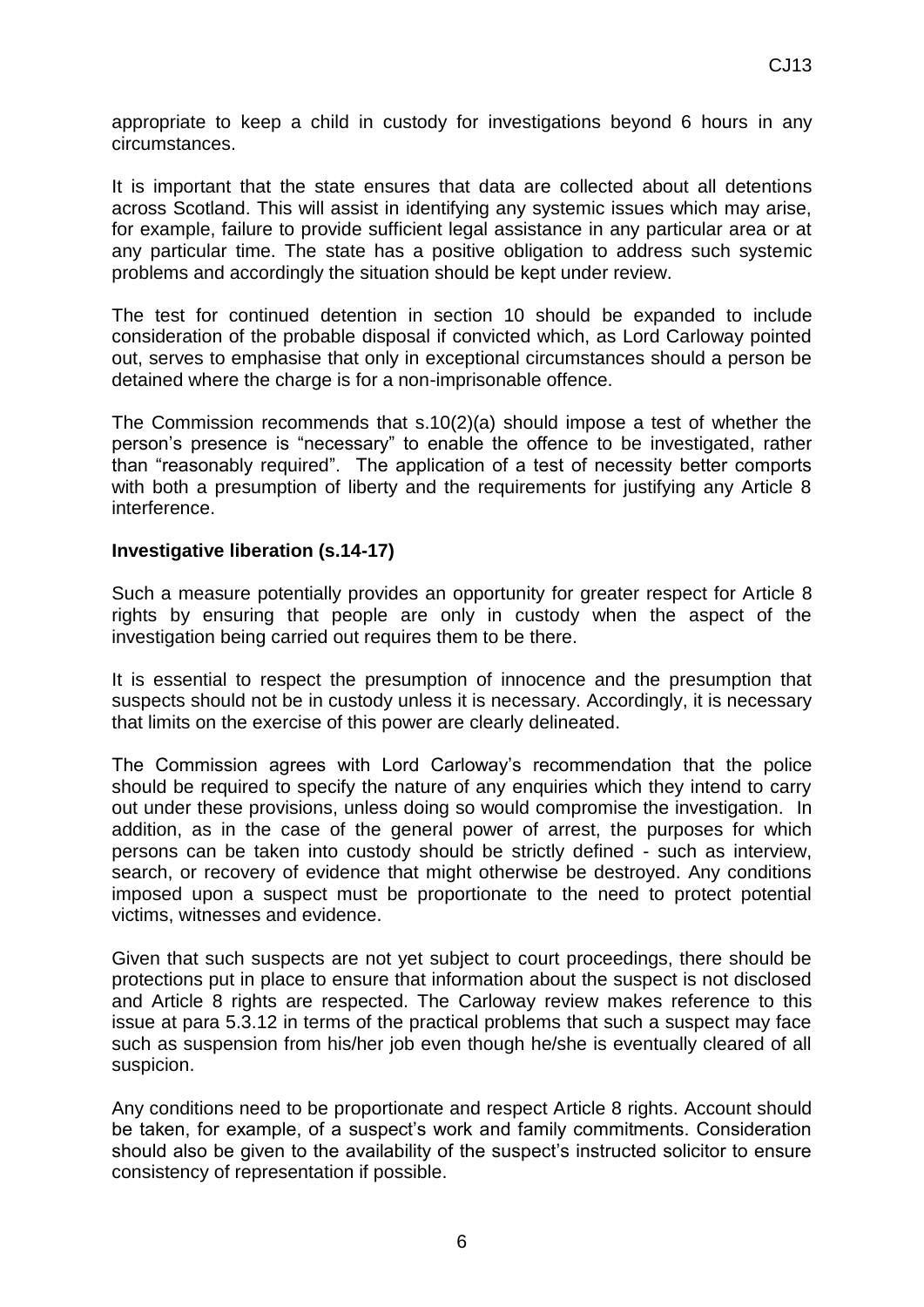appropriate to keep a child in custody for investigations beyond 6 hours in any circumstances.

It is important that the state ensures that data are collected about all detentions across Scotland. This will assist in identifying any systemic issues which may arise, for example, failure to provide sufficient legal assistance in any particular area or at any particular time. The state has a positive obligation to address such systemic problems and accordingly the situation should be kept under review.

The test for continued detention in section 10 should be expanded to include consideration of the probable disposal if convicted which, as Lord Carloway pointed out, serves to emphasise that only in exceptional circumstances should a person be detained where the charge is for a non-imprisonable offence.

The Commission recommends that s.10(2)(a) should impose a test of whether the person's presence is "necessary" to enable the offence to be investigated, rather than "reasonably required". The application of a test of necessity better comports with both a presumption of liberty and the requirements for justifying any Article 8 interference.

**Investigative liberation (s.14-17)**

Such a measure potentially provides an opportunity for greater respect for Article 8 rights by ensuring that people are only in custody when the aspect of the investigation being carried out requires them to be there.

It is essential to respect the presumption of innocence and the presumption that suspects should not be in custody unless it is necessary. Accordingly, it is necessary that limits on the exercise of this power are clearly delineated.

The Commission agrees with Lord Carloway's recommendation that the police should be required to specify the nature of any enquiries which they intend to carry out under these provisions, unless doing so would compromise the investigation. In addition, as in the case of the general power of arrest, the purposes for which persons can be taken into custody should be strictly defined - such as interview, search, or recovery of evidence that might otherwise be destroyed. Any conditions imposed upon a suspect must be proportionate to the need to protect potential victims, witnesses and evidence.

Given that such suspects are not yet subject to court proceedings, there should be protections put in place to ensure that information about the suspect is not disclosed and Article 8 rights are respected. The Carloway review makes reference to this issue at para 5.3.12 in terms of the practical problems that such a suspect may face such as suspension from his/her job even though he/she is eventually cleared of all suspicion.

Any conditions need to be proportionate and respect Article 8 rights. Account should be taken, for example, of a suspect's work and family commitments. Consideration should also be given to the availability of the suspect's instructed solicitor to ensure consistency of representation if possible.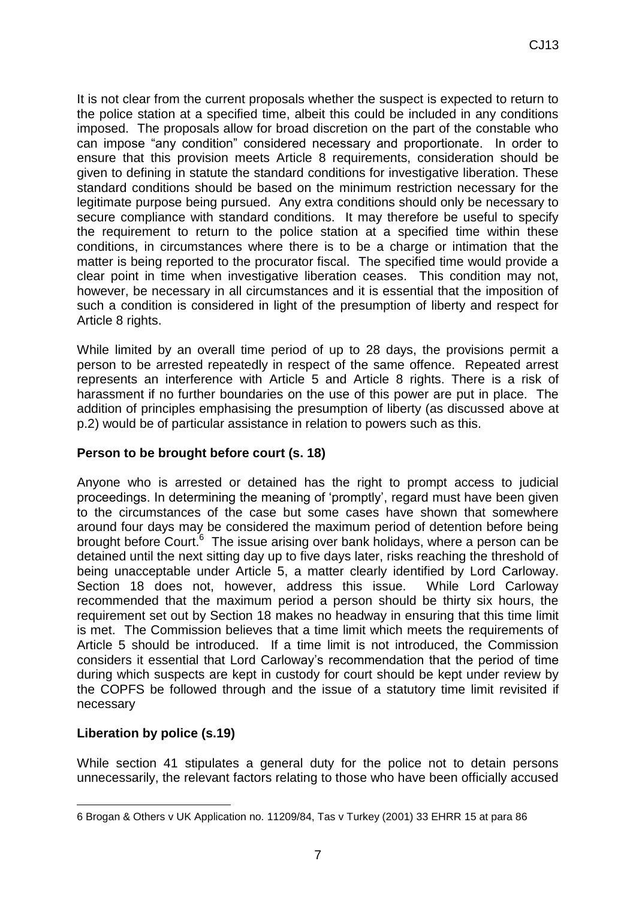It is not clear from the current proposals whether the suspect is expected to return to the police station at a specified time, albeit this could be included in any conditions imposed. The proposals allow for broad discretion on the part of the constable who can impose "any condition" considered necessary and proportionate. In order to ensure that this provision meets Article 8 requirements, consideration should be given to defining in statute the standard conditions for investigative liberation. These standard conditions should be based on the minimum restriction necessary for the legitimate purpose being pursued. Any extra conditions should only be necessary to secure compliance with standard conditions. It may therefore be useful to specify the requirement to return to the police station at a specified time within these conditions, in circumstances where there is to be a charge or intimation that the matter is being reported to the procurator fiscal. The specified time would provide a clear point in time when investigative liberation ceases. This condition may not, however, be necessary in all circumstances and it is essential that the imposition of such a condition is considered in light of the presumption of liberty and respect for Article 8 rights.

While limited by an overall time period of up to 28 days, the provisions permit a person to be arrested repeatedly in respect of the same offence. Repeated arrest represents an interference with Article 5 and Article 8 rights. There is a risk of harassment if no further boundaries on the use of this power are put in place. The addition of principles emphasising the presumption of liberty (as discussed above at p.2) would be of particular assistance in relation to powers such as this.

**Person to be brought before court (s. 18)**

Anyone who is arrested or detained has the right to prompt access to judicial proceedings. In determining the meaning of 'promptly', regard must have been given to the circumstances of the case but some cases have shown that somewhere around four days may be considered the maximum period of detention before being brought before Court.[6] The issue arising over bank holidays, where a person can be detained until the next sitting day up to five days later, risks reaching the threshold of being unacceptable under Article 5, a matter clearly identified by Lord Carloway. Section 18 does not, however, address this issue. While Lord Carloway recommended that the maximum period a person should be thirty six hours, the requirement set out by Section 18 makes no headway in ensuring that this time limit is met. The Commission believes that a time limit which meets the requirements of Article 5 should be introduced. If a time limit is not introduced, the Commission considers it essential that Lord Carloway's recommendation that the period of time during which suspects are kept in custody for court should be kept under review by the COPFS be followed through and the issue of a statutory time limit revisited if necessary

**Liberation by police (s.19)**

While section 41 stipulates a general duty for the police not to detain persons unnecessarily, the relevant factors relating to those who have been officially accused

---

6 Brogan & Others v UK Application no. 11209/84, Tas v Turkey (2001) 33 EHRR 15 at para 86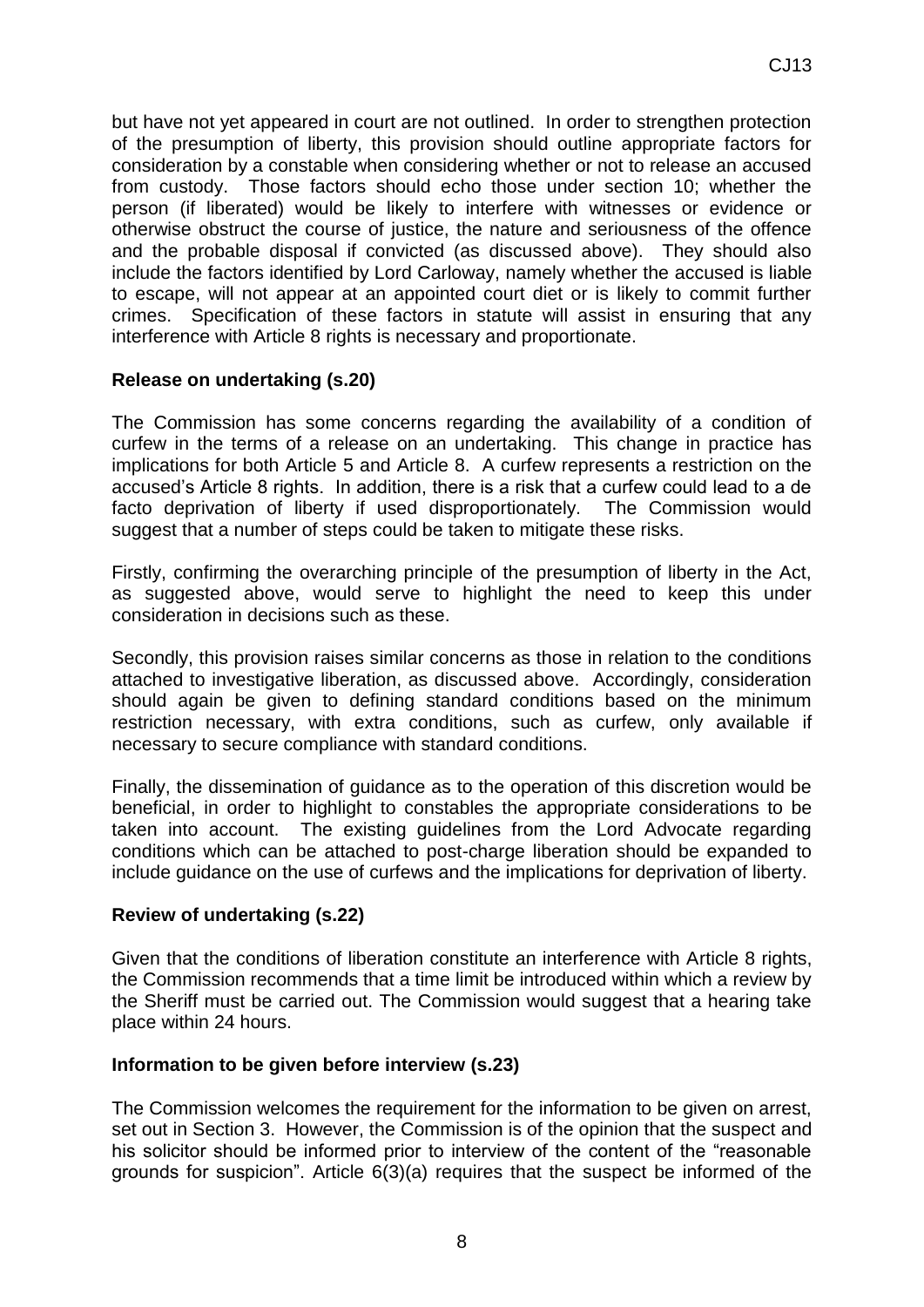but have not yet appeared in court are not outlined. In order to strengthen protection of the presumption of liberty, this provision should outline appropriate factors for consideration by a constable when considering whether or not to release an accused from custody. Those factors should echo those under section 10; whether the person (if liberated) would be likely to interfere with witnesses or evidence or otherwise obstruct the course of justice, the nature and seriousness of the offence and the probable disposal if convicted (as discussed above). They should also include the factors identified by Lord Carloway, namely whether the accused is liable to escape, will not appear at an appointed court diet or is likely to commit further crimes. Specification of these factors in statute will assist in ensuring that any interference with Article 8 rights is necessary and proportionate.

**Release on undertaking (s.20)**

The Commission has some concerns regarding the availability of a condition of curfew in the terms of a release on an undertaking. This change in practice has implications for both Article 5 and Article 8. A curfew represents a restriction on the accused's Article 8 rights. In addition, there is a risk that a curfew could lead to a de facto deprivation of liberty if used disproportionately. The Commission would suggest that a number of steps could be taken to mitigate these risks.

Firstly, confirming the overarching principle of the presumption of liberty in the Act, as suggested above, would serve to highlight the need to keep this under consideration in decisions such as these.

Secondly, this provision raises similar concerns as those in relation to the conditions attached to investigative liberation, as discussed above. Accordingly, consideration should again be given to defining standard conditions based on the minimum restriction necessary, with extra conditions, such as curfew, only available if necessary to secure compliance with standard conditions.

Finally, the dissemination of guidance as to the operation of this discretion would be beneficial, in order to highlight to constables the appropriate considerations to be taken into account. The existing guidelines from the Lord Advocate regarding conditions which can be attached to post-charge liberation should be expanded to include guidance on the use of curfews and the implications for deprivation of liberty.

**Review of undertaking (s.22)**

Given that the conditions of liberation constitute an interference with Article 8 rights, the Commission recommends that a time limit be introduced within which a review by the Sheriff must be carried out. The Commission would suggest that a hearing take place within 24 hours.

**Information to be given before interview (s.23)**

The Commission welcomes the requirement for the information to be given on arrest, set out in Section 3. However, the Commission is of the opinion that the suspect and his solicitor should be informed prior to interview of the content of the "reasonable grounds for suspicion". Article 6(3)(a) requires that the suspect be informed of the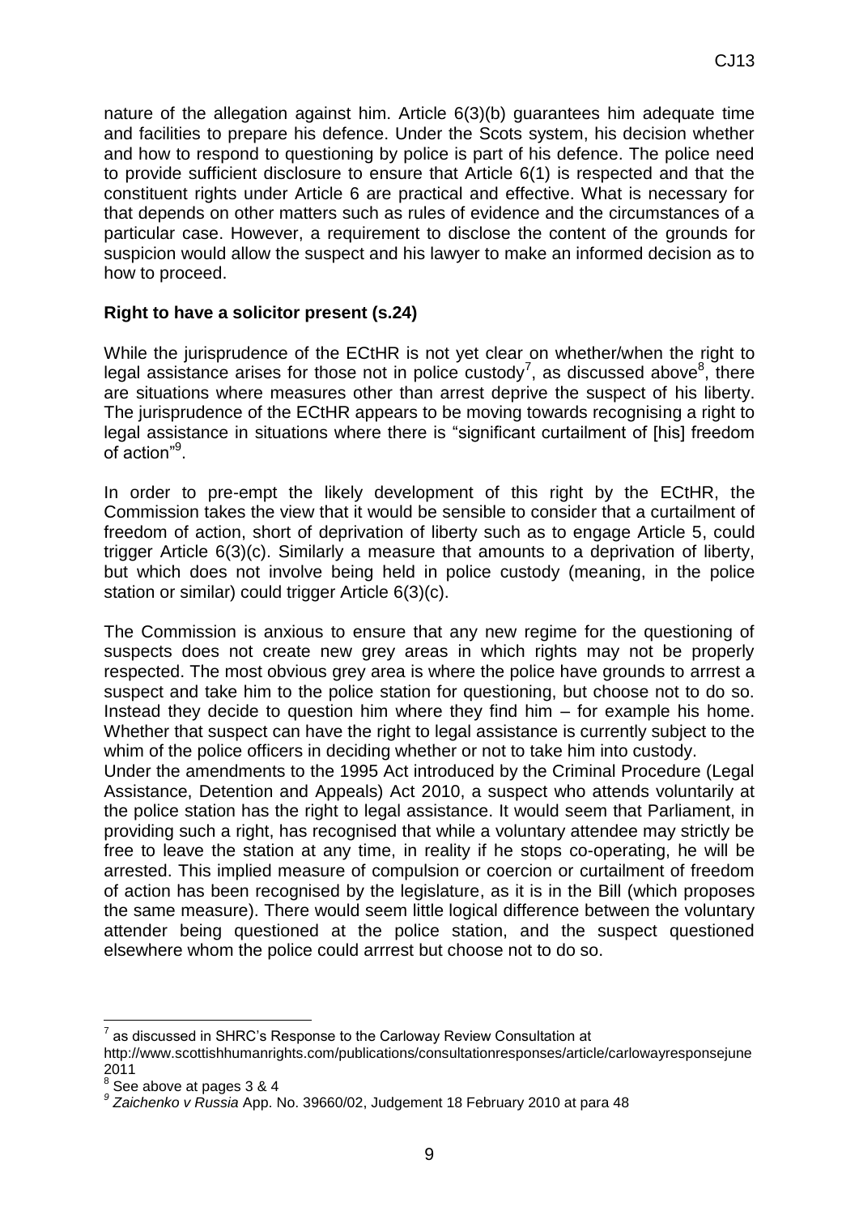nature of the allegation against him. Article 6(3)(b) guarantees him adequate time and facilities to prepare his defence. Under the Scots system, his decision whether and how to respond to questioning by police is part of his defence. The police need to provide sufficient disclosure to ensure that Article 6(1) is respected and that the constituent rights under Article 6 are practical and effective. What is necessary for that depends on other matters such as rules of evidence and the circumstances of a particular case. However, a requirement to disclose the content of the grounds for suspicion would allow the suspect and his lawyer to make an informed decision as to how to proceed.

**Right to have a solicitor present (s.24)**

While the jurisprudence of the ECtHR is not yet clear on whether/when the right to legal assistance arises for those not in police custody[7], as discussed above[8], there are situations where measures other than arrest deprive the suspect of his liberty. The jurisprudence of the ECtHR appears to be moving towards recognising a right to legal assistance in situations where there is "significant curtailment of [his] freedom of action"[9].

In order to pre-empt the likely development of this right by the ECtHR, the Commission takes the view that it would be sensible to consider that a curtailment of freedom of action, short of deprivation of liberty such as to engage Article 5, could trigger Article 6(3)(c). Similarly a measure that amounts to a deprivation of liberty, but which does not involve being held in police custody (meaning, in the police station or similar) could trigger Article 6(3)(c).

The Commission is anxious to ensure that any new regime for the questioning of suspects does not create new grey areas in which rights may not be properly respected. The most obvious grey area is where the police have grounds to arrrest a suspect and take him to the police station for questioning, but choose not to do so. Instead they decide to question him where they find him – for example his home. Whether that suspect can have the right to legal assistance is currently subject to the whim of the police officers in deciding whether or not to take him into custody.

Under the amendments to the 1995 Act introduced by the Criminal Procedure (Legal Assistance, Detention and Appeals) Act 2010, a suspect who attends voluntarily at the police station has the right to legal assistance. It would seem that Parliament, in providing such a right, has recognised that while a voluntary attendee may strictly be free to leave the station at any time, in reality if he stops co-operating, he will be arrested. This implied measure of compulsion or coercion or curtailment of freedom of action has been recognised by the legislature, as it is in the Bill (which proposes the same measure). There would seem little logical difference between the voluntary attender being questioned at the police station, and the suspect questioned elsewhere whom the police could arrrest but choose not to do so.

---

[7] as discussed in SHRC's Response to the Carloway Review Consultation at http://www.scottishhumanrights.com/publications/consultationresponses/article/carlowayresponsejune2011

[8] See above at pages 3 & 4

[9] *Zaichenko v Russia* App. No. 39660/02, Judgement 18 February 2010 at para 48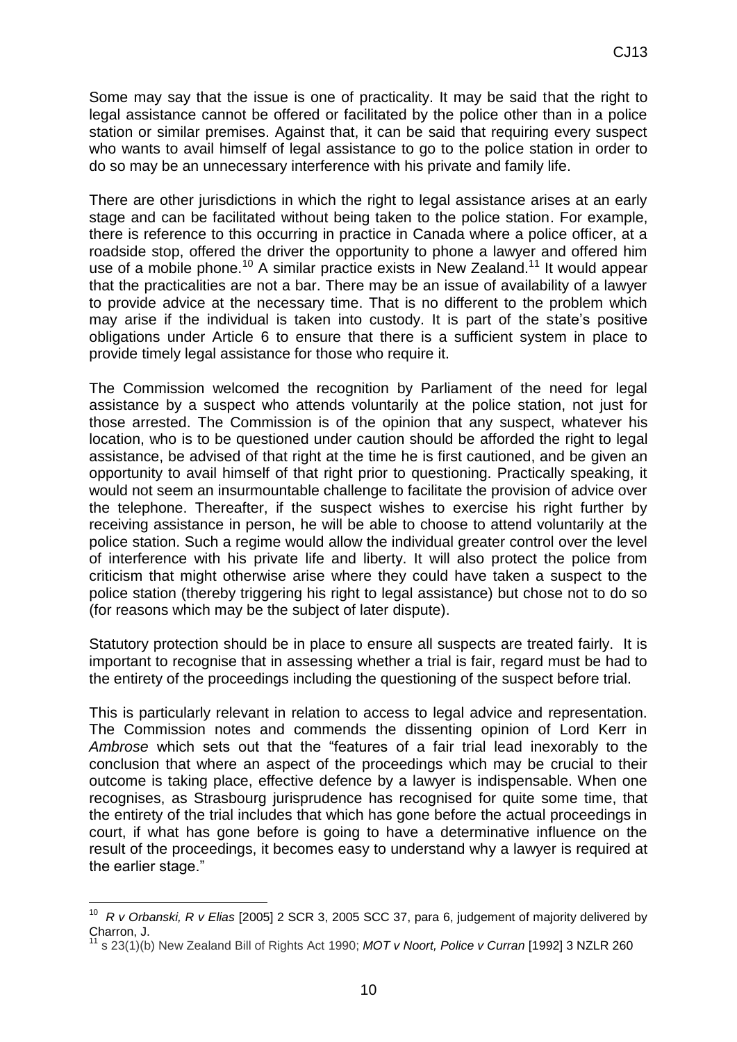Some may say that the issue is one of practicality. It may be said that the right to legal assistance cannot be offered or facilitated by the police other than in a police station or similar premises. Against that, it can be said that requiring every suspect who wants to avail himself of legal assistance to go to the police station in order to do so may be an unnecessary interference with his private and family life.

There are other jurisdictions in which the right to legal assistance arises at an early stage and can be facilitated without being taken to the police station. For example, there is reference to this occurring in practice in Canada where a police officer, at a roadside stop, offered the driver the opportunity to phone a lawyer and offered him use of a mobile phone.[10] A similar practice exists in New Zealand.[11] It would appear that the practicalities are not a bar. There may be an issue of availability of a lawyer to provide advice at the necessary time. That is no different to the problem which may arise if the individual is taken into custody. It is part of the state's positive obligations under Article 6 to ensure that there is a sufficient system in place to provide timely legal assistance for those who require it.

The Commission welcomed the recognition by Parliament of the need for legal assistance by a suspect who attends voluntarily at the police station, not just for those arrested. The Commission is of the opinion that any suspect, whatever his location, who is to be questioned under caution should be afforded the right to legal assistance, be advised of that right at the time he is first cautioned, and be given an opportunity to avail himself of that right prior to questioning. Practically speaking, it would not seem an insurmountable challenge to facilitate the provision of advice over the telephone. Thereafter, if the suspect wishes to exercise his right further by receiving assistance in person, he will be able to choose to attend voluntarily at the police station. Such a regime would allow the individual greater control over the level of interference with his private life and liberty. It will also protect the police from criticism that might otherwise arise where they could have taken a suspect to the police station (thereby triggering his right to legal assistance) but chose not to do so (for reasons which may be the subject of later dispute).

Statutory protection should be in place to ensure all suspects are treated fairly. It is important to recognise that in assessing whether a trial is fair, regard must be had to the entirety of the proceedings including the questioning of the suspect before trial.

This is particularly relevant in relation to access to legal advice and representation. The Commission notes and commends the dissenting opinion of Lord Kerr in *Ambrose* which sets out that the "features of a fair trial lead inexorably to the conclusion that where an aspect of the proceedings which may be crucial to their outcome is taking place, effective defence by a lawyer is indispensable. When one recognises, as Strasbourg jurisprudence has recognised for quite some time, that the entirety of the trial includes that which has gone before the actual proceedings in court, if what has gone before is going to have a determinative influence on the result of the proceedings, it becomes easy to understand why a lawyer is required at the earlier stage."

---

[10] *R v Orbanski, R v Elias* [2005] 2 SCR 3, 2005 SCC 37, para 6, judgement of majority delivered by Charron, J.

[11] s 23(1)(b) New Zealand Bill of Rights Act 1990; *MOT v Noort, Police v Curran* [1992] 3 NZLR 260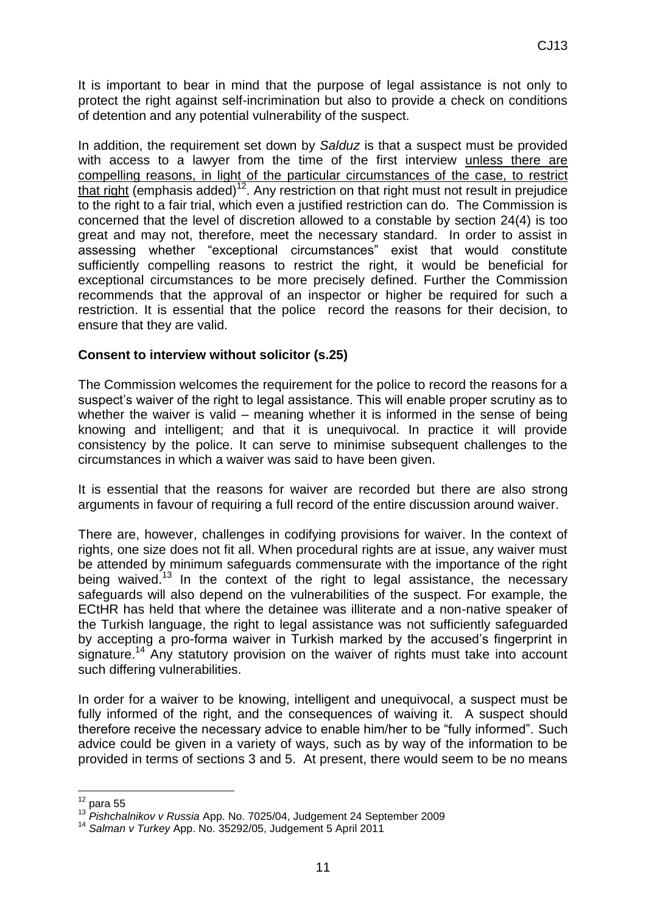It is important to bear in mind that the purpose of legal assistance is not only to protect the right against self-incrimination but also to provide a check on conditions of detention and any potential vulnerability of the suspect.

In addition, the requirement set down by *Salduz* is that a suspect must be provided with access to a lawyer from the time of the first interview unless there are compelling reasons, in light of the particular circumstances of the case, to restrict that right (emphasis added)[12]. Any restriction on that right must not result in prejudice to the right to a fair trial, which even a justified restriction can do. The Commission is concerned that the level of discretion allowed to a constable by section 24(4) is too great and may not, therefore, meet the necessary standard. In order to assist in assessing whether "exceptional circumstances" exist that would constitute sufficiently compelling reasons to restrict the right, it would be beneficial for exceptional circumstances to be more precisely defined. Further the Commission recommends that the approval of an inspector or higher be required for such a restriction. It is essential that the police record the reasons for their decision, to ensure that they are valid.

**Consent to interview without solicitor (s.25)**

The Commission welcomes the requirement for the police to record the reasons for a suspect's waiver of the right to legal assistance. This will enable proper scrutiny as to whether the waiver is valid – meaning whether it is informed in the sense of being knowing and intelligent; and that it is unequivocal. In practice it will provide consistency by the police. It can serve to minimise subsequent challenges to the circumstances in which a waiver was said to have been given.

It is essential that the reasons for waiver are recorded but there are also strong arguments in favour of requiring a full record of the entire discussion around waiver.

There are, however, challenges in codifying provisions for waiver. In the context of rights, one size does not fit all. When procedural rights are at issue, any waiver must be attended by minimum safeguards commensurate with the importance of the right being waived.[13] In the context of the right to legal assistance, the necessary safeguards will also depend on the vulnerabilities of the suspect. For example, the ECtHR has held that where the detainee was illiterate and a non-native speaker of the Turkish language, the right to legal assistance was not sufficiently safeguarded by accepting a pro-forma waiver in Turkish marked by the accused's fingerprint in signature.[14] Any statutory provision on the waiver of rights must take into account such differing vulnerabilities.

In order for a waiver to be knowing, intelligent and unequivocal, a suspect must be fully informed of the right, and the consequences of waiving it. A suspect should therefore receive the necessary advice to enable him/her to be "fully informed". Such advice could be given in a variety of ways, such as by way of the information to be provided in terms of sections 3 and 5. At present, there would seem to be no means

---

[12] para 55

[13] *Pishchalnikov v Russia* App. No. 7025/04, Judgement 24 September 2009

[14] *Salman v Turkey* App. No. 35292/05, Judgement 5 April 2011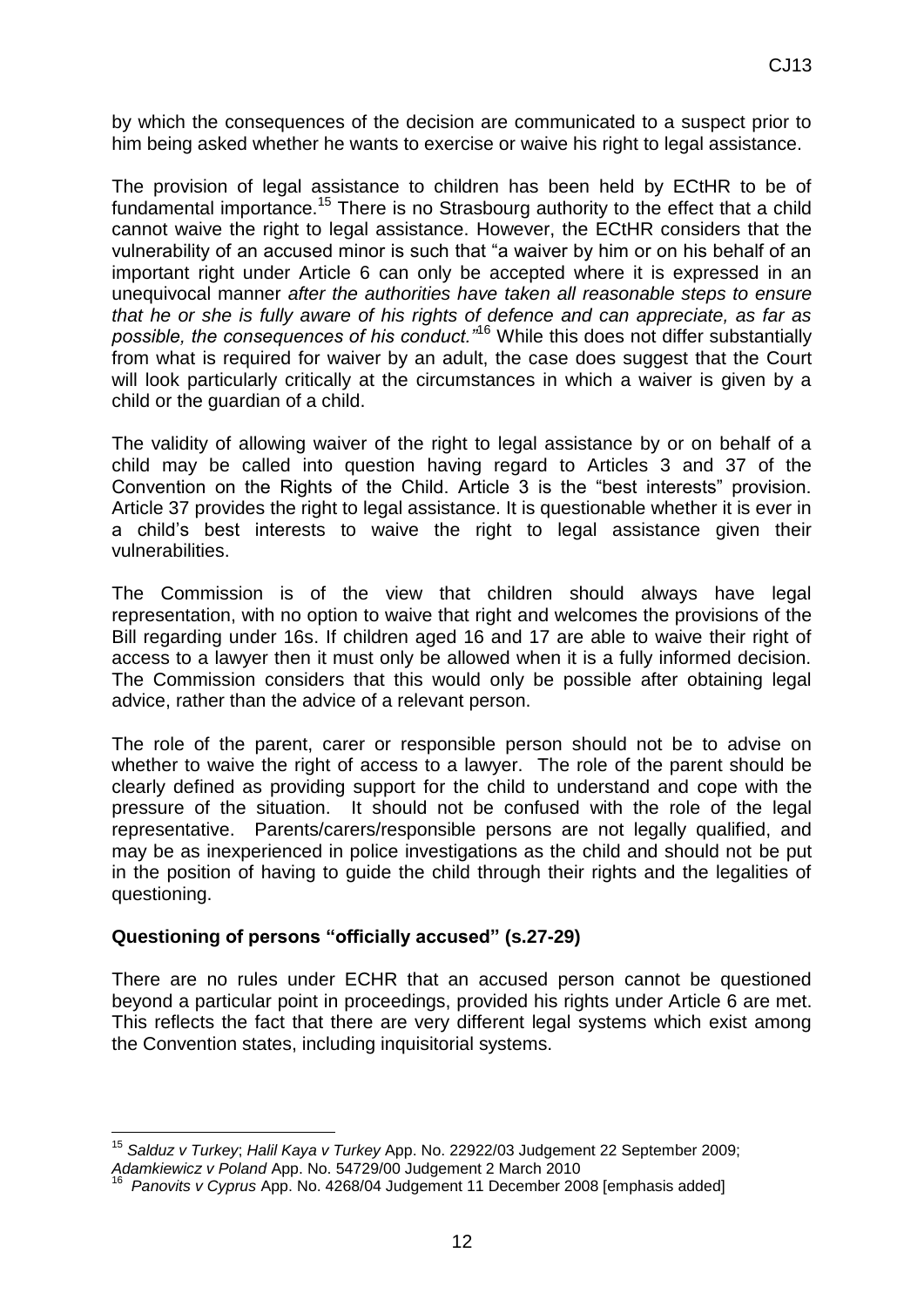by which the consequences of the decision are communicated to a suspect prior to him being asked whether he wants to exercise or waive his right to legal assistance.

The provision of legal assistance to children has been held by ECtHR to be of fundamental importance.[15] There is no Strasbourg authority to the effect that a child cannot waive the right to legal assistance. However, the ECtHR considers that the vulnerability of an accused minor is such that "a waiver by him or on his behalf of an important right under Article 6 can only be accepted where it is expressed in an unequivocal manner *after the authorities have taken all reasonable steps to ensure that he or she is fully aware of his rights of defence and can appreciate, as far as possible, the consequences of his conduct."*[16] While this does not differ substantially from what is required for waiver by an adult, the case does suggest that the Court will look particularly critically at the circumstances in which a waiver is given by a child or the guardian of a child.

The validity of allowing waiver of the right to legal assistance by or on behalf of a child may be called into question having regard to Articles 3 and 37 of the Convention on the Rights of the Child. Article 3 is the "best interests" provision. Article 37 provides the right to legal assistance. It is questionable whether it is ever in a child's best interests to waive the right to legal assistance given their vulnerabilities.

The Commission is of the view that children should always have legal representation, with no option to waive that right and welcomes the provisions of the Bill regarding under 16s. If children aged 16 and 17 are able to waive their right of access to a lawyer then it must only be allowed when it is a fully informed decision. The Commission considers that this would only be possible after obtaining legal advice, rather than the advice of a relevant person.

The role of the parent, carer or responsible person should not be to advise on whether to waive the right of access to a lawyer. The role of the parent should be clearly defined as providing support for the child to understand and cope with the pressure of the situation. It should not be confused with the role of the legal representative. Parents/carers/responsible persons are not legally qualified, and may be as inexperienced in police investigations as the child and should not be put in the position of having to guide the child through their rights and the legalities of questioning.

**Questioning of persons "officially accused" (s.27-29)**

There are no rules under ECHR that an accused person cannot be questioned beyond a particular point in proceedings, provided his rights under Article 6 are met. This reflects the fact that there are very different legal systems which exist among the Convention states, including inquisitorial systems.

---

[15] *Salduz v Turkey*; *Halil Kaya v Turkey* App. No. 22922/03 Judgement 22 September 2009; *Adamkiewicz v Poland* App. No. 54729/00 Judgement 2 March 2010

[16] *Panovits v Cyprus* App. No. 4268/04 Judgement 11 December 2008 [emphasis added]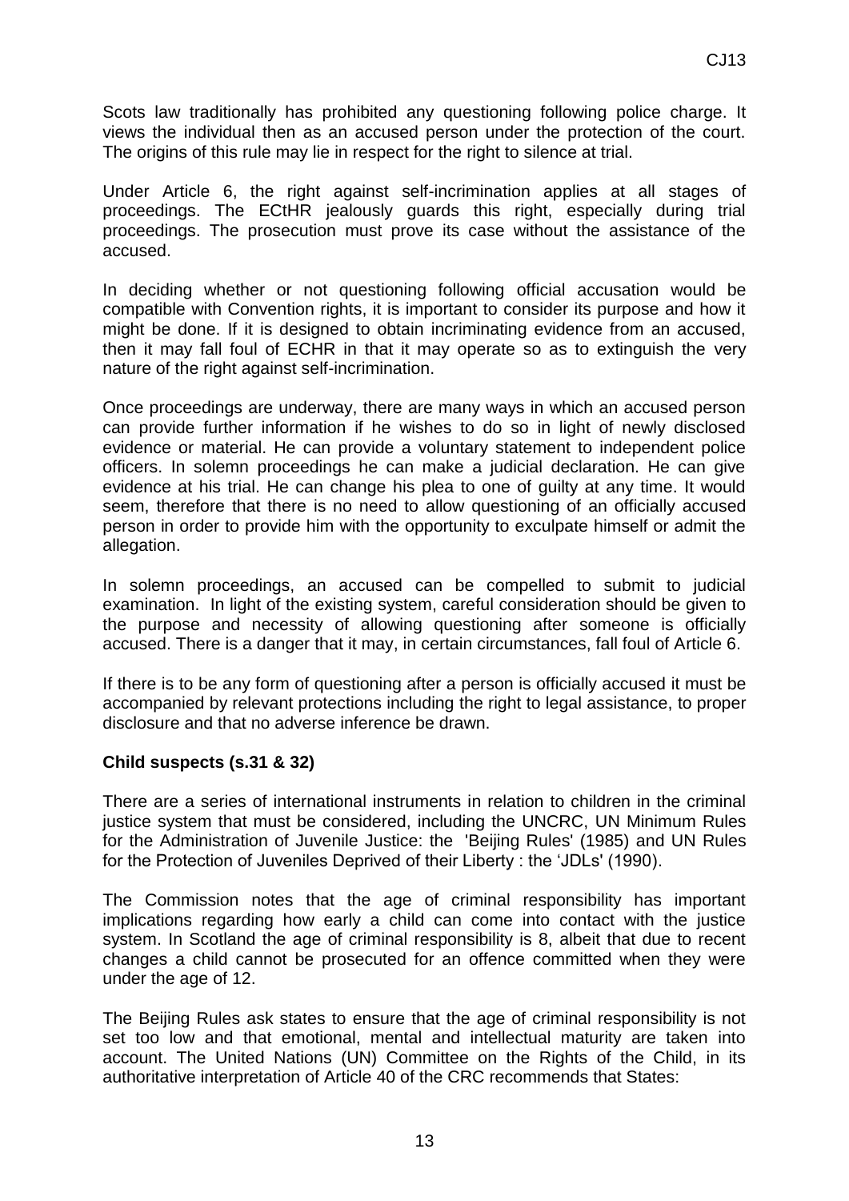Scots law traditionally has prohibited any questioning following police charge. It views the individual then as an accused person under the protection of the court. The origins of this rule may lie in respect for the right to silence at trial.

Under Article 6, the right against self-incrimination applies at all stages of proceedings. The ECtHR jealously guards this right, especially during trial proceedings. The prosecution must prove its case without the assistance of the accused.

In deciding whether or not questioning following official accusation would be compatible with Convention rights, it is important to consider its purpose and how it might be done. If it is designed to obtain incriminating evidence from an accused, then it may fall foul of ECHR in that it may operate so as to extinguish the very nature of the right against self-incrimination.

Once proceedings are underway, there are many ways in which an accused person can provide further information if he wishes to do so in light of newly disclosed evidence or material. He can provide a voluntary statement to independent police officers. In solemn proceedings he can make a judicial declaration. He can give evidence at his trial. He can change his plea to one of guilty at any time. It would seem, therefore that there is no need to allow questioning of an officially accused person in order to provide him with the opportunity to exculpate himself or admit the allegation.

In solemn proceedings, an accused can be compelled to submit to judicial examination. In light of the existing system, careful consideration should be given to the purpose and necessity of allowing questioning after someone is officially accused. There is a danger that it may, in certain circumstances, fall foul of Article 6.

If there is to be any form of questioning after a person is officially accused it must be accompanied by relevant protections including the right to legal assistance, to proper disclosure and that no adverse inference be drawn.

**Child suspects (s.31 & 32)**

There are a series of international instruments in relation to children in the criminal justice system that must be considered, including the UNCRC, UN Minimum Rules for the Administration of Juvenile Justice: the 'Beijing Rules' (1985) and UN Rules for the Protection of Juveniles Deprived of their Liberty : the 'JDLs' (1990).

The Commission notes that the age of criminal responsibility has important implications regarding how early a child can come into contact with the justice system. In Scotland the age of criminal responsibility is 8, albeit that due to recent changes a child cannot be prosecuted for an offence committed when they were under the age of 12.

The Beijing Rules ask states to ensure that the age of criminal responsibility is not set too low and that emotional, mental and intellectual maturity are taken into account. The United Nations (UN) Committee on the Rights of the Child, in its authoritative interpretation of Article 40 of the CRC recommends that States: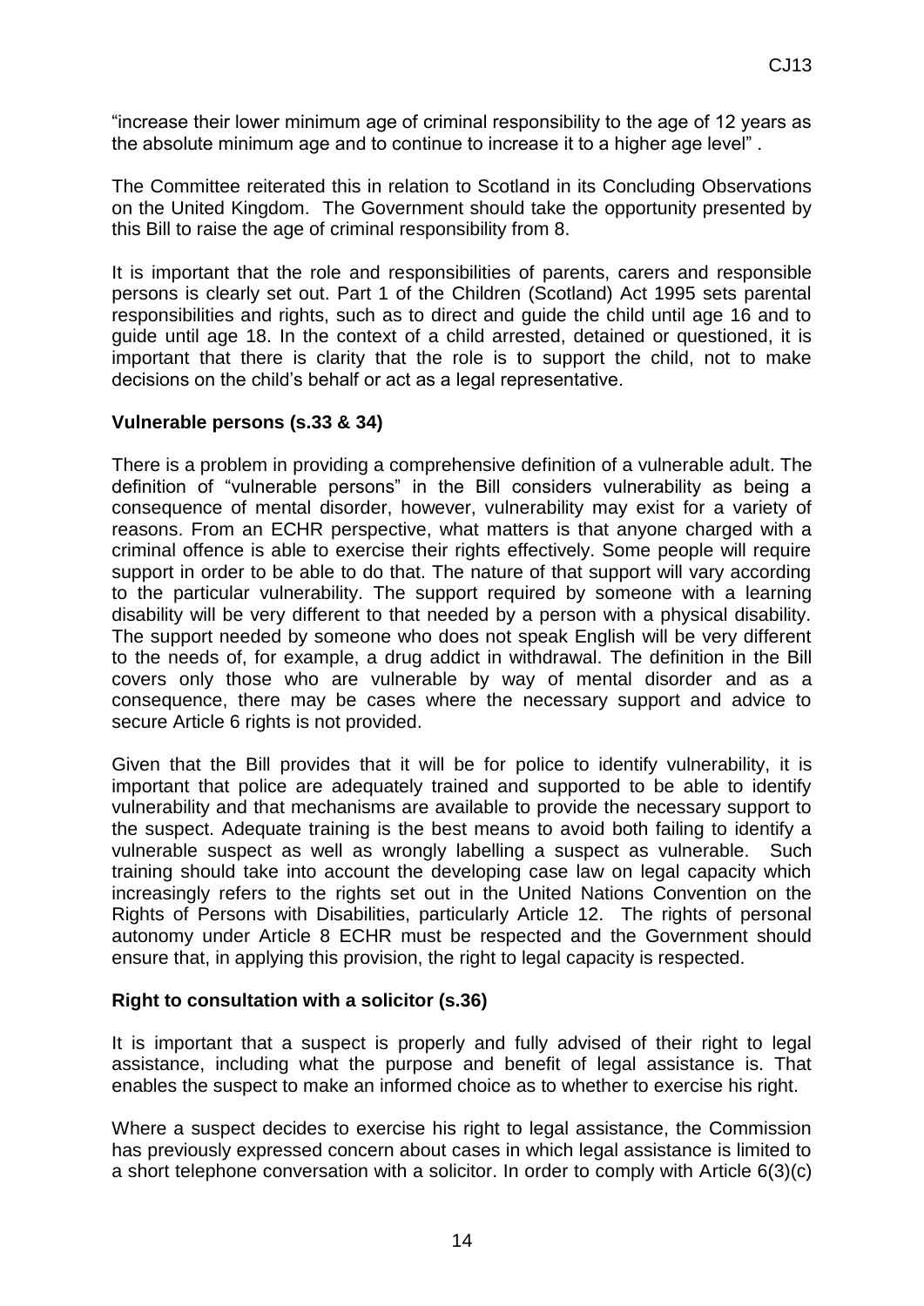"increase their lower minimum age of criminal responsibility to the age of 12 years as the absolute minimum age and to continue to increase it to a higher age level" .

The Committee reiterated this in relation to Scotland in its Concluding Observations on the United Kingdom. The Government should take the opportunity presented by this Bill to raise the age of criminal responsibility from 8.

It is important that the role and responsibilities of parents, carers and responsible persons is clearly set out. Part 1 of the Children (Scotland) Act 1995 sets parental responsibilities and rights, such as to direct and guide the child until age 16 and to guide until age 18. In the context of a child arrested, detained or questioned, it is important that there is clarity that the role is to support the child, not to make decisions on the child's behalf or act as a legal representative.

**Vulnerable persons (s.33 & 34)**

There is a problem in providing a comprehensive definition of a vulnerable adult. The definition of "vulnerable persons" in the Bill considers vulnerability as being a consequence of mental disorder, however, vulnerability may exist for a variety of reasons. From an ECHR perspective, what matters is that anyone charged with a criminal offence is able to exercise their rights effectively. Some people will require support in order to be able to do that. The nature of that support will vary according to the particular vulnerability. The support required by someone with a learning disability will be very different to that needed by a person with a physical disability. The support needed by someone who does not speak English will be very different to the needs of, for example, a drug addict in withdrawal. The definition in the Bill covers only those who are vulnerable by way of mental disorder and as a consequence, there may be cases where the necessary support and advice to secure Article 6 rights is not provided.

Given that the Bill provides that it will be for police to identify vulnerability, it is important that police are adequately trained and supported to be able to identify vulnerability and that mechanisms are available to provide the necessary support to the suspect. Adequate training is the best means to avoid both failing to identify a vulnerable suspect as well as wrongly labelling a suspect as vulnerable. Such training should take into account the developing case law on legal capacity which increasingly refers to the rights set out in the United Nations Convention on the Rights of Persons with Disabilities, particularly Article 12. The rights of personal autonomy under Article 8 ECHR must be respected and the Government should ensure that, in applying this provision, the right to legal capacity is respected.

**Right to consultation with a solicitor (s.36)**

It is important that a suspect is properly and fully advised of their right to legal assistance, including what the purpose and benefit of legal assistance is. That enables the suspect to make an informed choice as to whether to exercise his right.

Where a suspect decides to exercise his right to legal assistance, the Commission has previously expressed concern about cases in which legal assistance is limited to a short telephone conversation with a solicitor. In order to comply with Article 6(3)(c)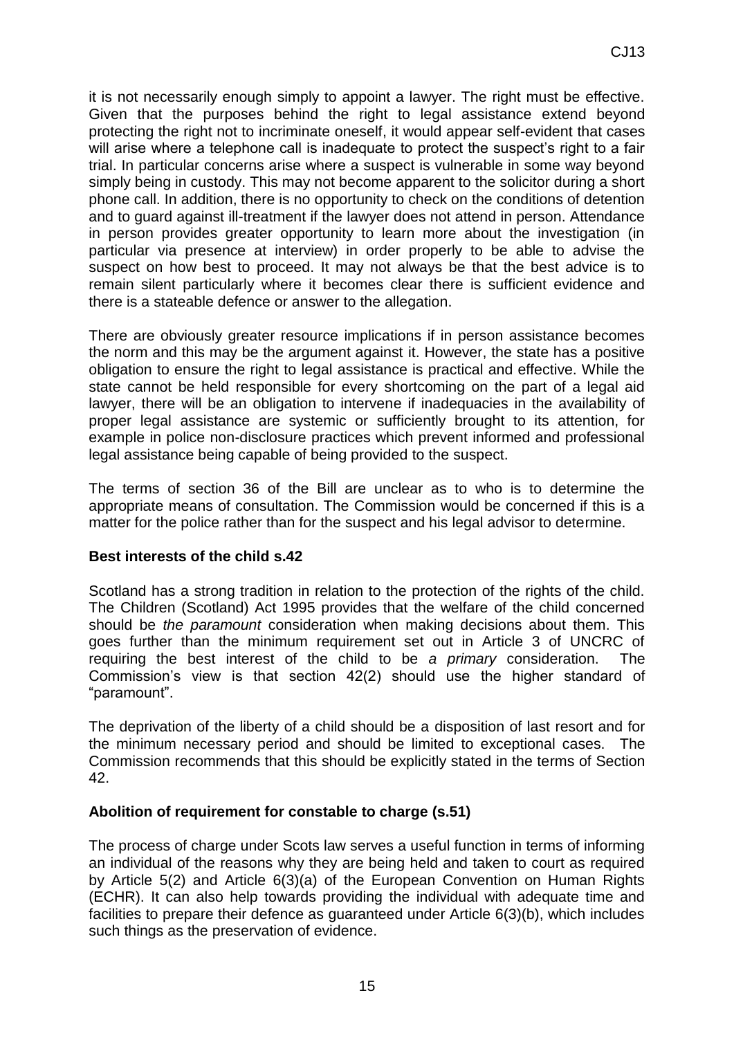it is not necessarily enough simply to appoint a lawyer. The right must be effective. Given that the purposes behind the right to legal assistance extend beyond protecting the right not to incriminate oneself, it would appear self-evident that cases will arise where a telephone call is inadequate to protect the suspect's right to a fair trial. In particular concerns arise where a suspect is vulnerable in some way beyond simply being in custody. This may not become apparent to the solicitor during a short phone call. In addition, there is no opportunity to check on the conditions of detention and to guard against ill-treatment if the lawyer does not attend in person. Attendance in person provides greater opportunity to learn more about the investigation (in particular via presence at interview) in order properly to be able to advise the suspect on how best to proceed. It may not always be that the best advice is to remain silent particularly where it becomes clear there is sufficient evidence and there is a stateable defence or answer to the allegation.

There are obviously greater resource implications if in person assistance becomes the norm and this may be the argument against it. However, the state has a positive obligation to ensure the right to legal assistance is practical and effective. While the state cannot be held responsible for every shortcoming on the part of a legal aid lawyer, there will be an obligation to intervene if inadequacies in the availability of proper legal assistance are systemic or sufficiently brought to its attention, for example in police non-disclosure practices which prevent informed and professional legal assistance being capable of being provided to the suspect.

The terms of section 36 of the Bill are unclear as to who is to determine the appropriate means of consultation. The Commission would be concerned if this is a matter for the police rather than for the suspect and his legal advisor to determine.

**Best interests of the child s.42**

Scotland has a strong tradition in relation to the protection of the rights of the child. The Children (Scotland) Act 1995 provides that the welfare of the child concerned should be *the paramount* consideration when making decisions about them. This goes further than the minimum requirement set out in Article 3 of UNCRC of requiring the best interest of the child to be *a primary* consideration. The Commission's view is that section 42(2) should use the higher standard of "paramount".

The deprivation of the liberty of a child should be a disposition of last resort and for the minimum necessary period and should be limited to exceptional cases. The Commission recommends that this should be explicitly stated in the terms of Section 42.

**Abolition of requirement for constable to charge (s.51)**

The process of charge under Scots law serves a useful function in terms of informing an individual of the reasons why they are being held and taken to court as required by Article 5(2) and Article 6(3)(a) of the European Convention on Human Rights (ECHR). It can also help towards providing the individual with adequate time and facilities to prepare their defence as guaranteed under Article 6(3)(b), which includes such things as the preservation of evidence.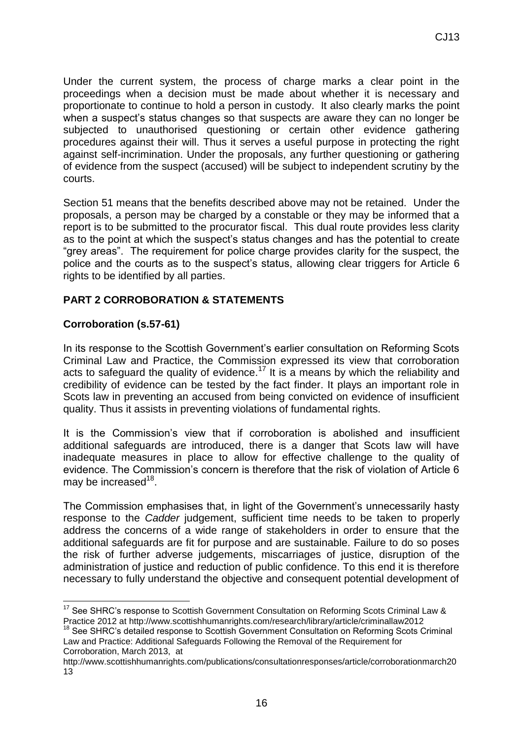Under the current system, the process of charge marks a clear point in the proceedings when a decision must be made about whether it is necessary and proportionate to continue to hold a person in custody. It also clearly marks the point when a suspect's status changes so that suspects are aware they can no longer be subjected to unauthorised questioning or certain other evidence gathering procedures against their will. Thus it serves a useful purpose in protecting the right against self-incrimination. Under the proposals, any further questioning or gathering of evidence from the suspect (accused) will be subject to independent scrutiny by the courts.

Section 51 means that the benefits described above may not be retained. Under the proposals, a person may be charged by a constable or they may be informed that a report is to be submitted to the procurator fiscal. This dual route provides less clarity as to the point at which the suspect's status changes and has the potential to create "grey areas". The requirement for police charge provides clarity for the suspect, the police and the courts as to the suspect's status, allowing clear triggers for Article 6 rights to be identified by all parties.

## PART 2 CORROBORATION & STATEMENTS

### Corroboration (s.57-61)

In its response to the Scottish Government's earlier consultation on Reforming Scots Criminal Law and Practice, the Commission expressed its view that corroboration acts to safeguard the quality of evidence.[17] It is a means by which the reliability and credibility of evidence can be tested by the fact finder. It plays an important role in Scots law in preventing an accused from being convicted on evidence of insufficient quality. Thus it assists in preventing violations of fundamental rights.

It is the Commission's view that if corroboration is abolished and insufficient additional safeguards are introduced, there is a danger that Scots law will have inadequate measures in place to allow for effective challenge to the quality of evidence. The Commission's concern is therefore that the risk of violation of Article 6 may be increased[18].

The Commission emphasises that, in light of the Government's unnecessarily hasty response to the *Cadder* judgement, sufficient time needs to be taken to properly address the concerns of a wide range of stakeholders in order to ensure that the additional safeguards are fit for purpose and are sustainable. Failure to do so poses the risk of further adverse judgements, miscarriages of justice, disruption of the administration of justice and reduction of public confidence. To this end it is therefore necessary to fully understand the objective and consequent potential development of

---

[17] See SHRC's response to Scottish Government Consultation on Reforming Scots Criminal Law & Practice 2012 at http://www.scottishhumanrights.com/research/library/article/criminallaw2012

[18] See SHRC's detailed response to Scottish Government Consultation on Reforming Scots Criminal Law and Practice: Additional Safeguards Following the Removal of the Requirement for Corroboration, March 2013, at http://www.scottishhumanrights.com/publications/consultationresponses/article/corroborationmarch2013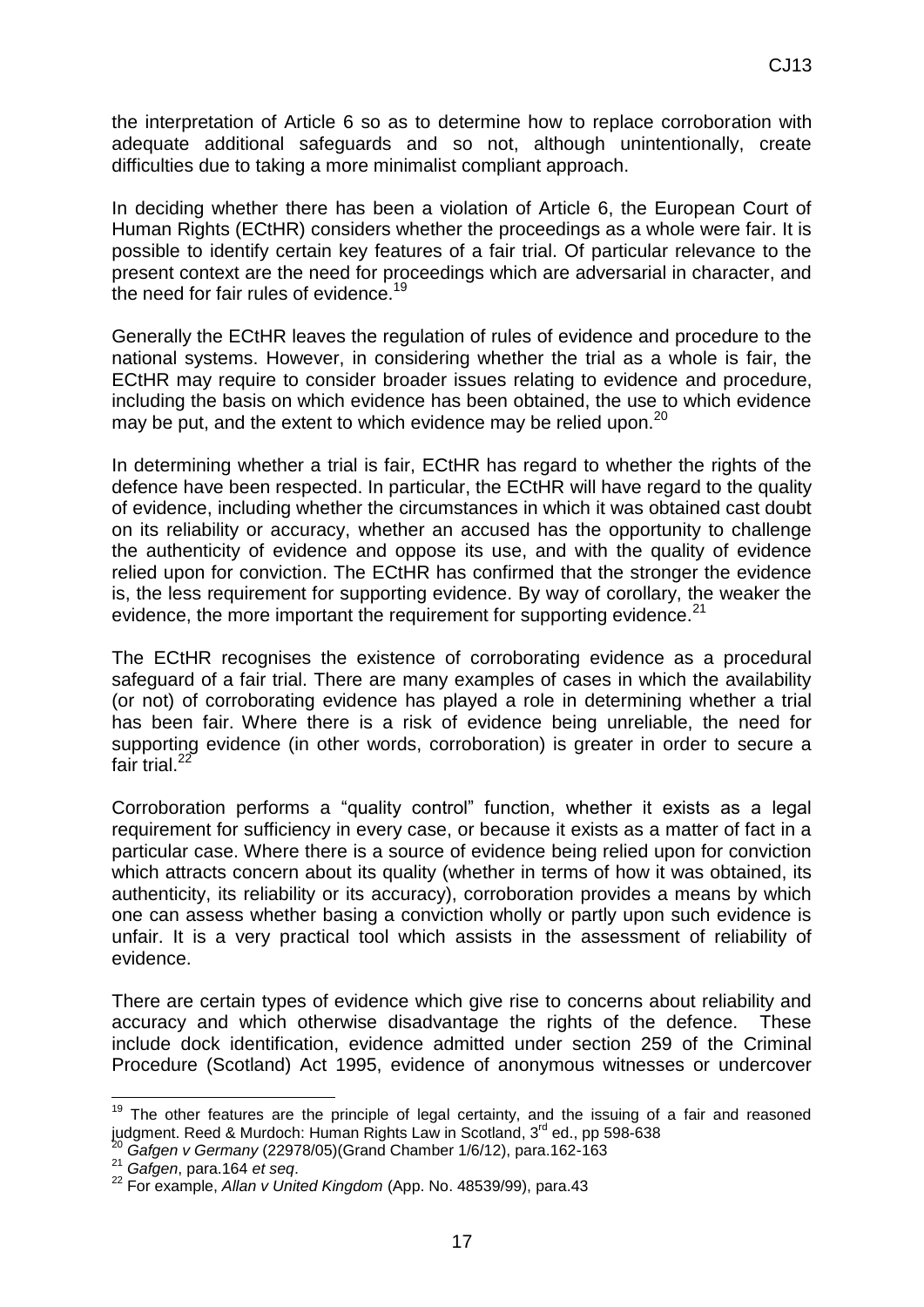the interpretation of Article 6 so as to determine how to replace corroboration with adequate additional safeguards and so not, although unintentionally, create difficulties due to taking a more minimalist compliant approach.

In deciding whether there has been a violation of Article 6, the European Court of Human Rights (ECtHR) considers whether the proceedings as a whole were fair. It is possible to identify certain key features of a fair trial. Of particular relevance to the present context are the need for proceedings which are adversarial in character, and the need for fair rules of evidence.[19]

Generally the ECtHR leaves the regulation of rules of evidence and procedure to the national systems. However, in considering whether the trial as a whole is fair, the ECtHR may require to consider broader issues relating to evidence and procedure, including the basis on which evidence has been obtained, the use to which evidence may be put, and the extent to which evidence may be relied upon.[20]

In determining whether a trial is fair, ECtHR has regard to whether the rights of the defence have been respected. In particular, the ECtHR will have regard to the quality of evidence, including whether the circumstances in which it was obtained cast doubt on its reliability or accuracy, whether an accused has the opportunity to challenge the authenticity of evidence and oppose its use, and with the quality of evidence relied upon for conviction. The ECtHR has confirmed that the stronger the evidence is, the less requirement for supporting evidence. By way of corollary, the weaker the evidence, the more important the requirement for supporting evidence.[21]

The ECtHR recognises the existence of corroborating evidence as a procedural safeguard of a fair trial. There are many examples of cases in which the availability (or not) of corroborating evidence has played a role in determining whether a trial has been fair. Where there is a risk of evidence being unreliable, the need for supporting evidence (in other words, corroboration) is greater in order to secure a fair trial.[22]

Corroboration performs a "quality control" function, whether it exists as a legal requirement for sufficiency in every case, or because it exists as a matter of fact in a particular case. Where there is a source of evidence being relied upon for conviction which attracts concern about its quality (whether in terms of how it was obtained, its authenticity, its reliability or its accuracy), corroboration provides a means by which one can assess whether basing a conviction wholly or partly upon such evidence is unfair. It is a very practical tool which assists in the assessment of reliability of evidence.

There are certain types of evidence which give rise to concerns about reliability and accuracy and which otherwise disadvantage the rights of the defence. These include dock identification, evidence admitted under section 259 of the Criminal Procedure (Scotland) Act 1995, evidence of anonymous witnesses or undercover

---

[19] The other features are the principle of legal certainty, and the issuing of a fair and reasoned judgment. Reed & Murdoch: Human Rights Law in Scotland, 3rd ed., pp 598-638

[20] *Gafgen v Germany* (22978/05)(Grand Chamber 1/6/12), para.162-163

[21] *Gafgen*, para.164 *et seq*.

[22] For example, *Allan v United Kingdom* (App. No. 48539/99), para.43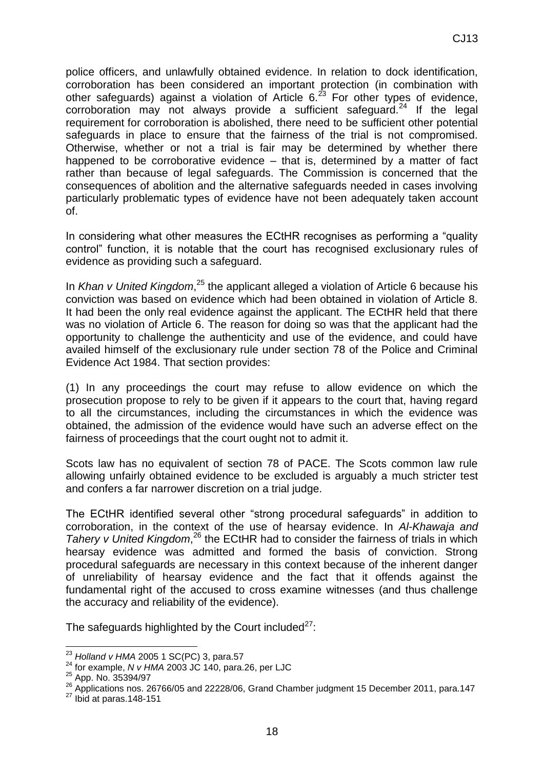police officers, and unlawfully obtained evidence. In relation to dock identification, corroboration has been considered an important protection (in combination with other safeguards) against a violation of Article 6.[23] For other types of evidence, corroboration may not always provide a sufficient safeguard.[24] If the legal requirement for corroboration is abolished, there need to be sufficient other potential safeguards in place to ensure that the fairness of the trial is not compromised. Otherwise, whether or not a trial is fair may be determined by whether there happened to be corroborative evidence – that is, determined by a matter of fact rather than because of legal safeguards. The Commission is concerned that the consequences of abolition and the alternative safeguards needed in cases involving particularly problematic types of evidence have not been adequately taken account of.

In considering what other measures the ECtHR recognises as performing a "quality control" function, it is notable that the court has recognised exclusionary rules of evidence as providing such a safeguard.

In *Khan v United Kingdom*,[25] the applicant alleged a violation of Article 6 because his conviction was based on evidence which had been obtained in violation of Article 8. It had been the only real evidence against the applicant. The ECtHR held that there was no violation of Article 6. The reason for doing so was that the applicant had the opportunity to challenge the authenticity and use of the evidence, and could have availed himself of the exclusionary rule under section 78 of the Police and Criminal Evidence Act 1984. That section provides:

(1) In any proceedings the court may refuse to allow evidence on which the prosecution propose to rely to be given if it appears to the court that, having regard to all the circumstances, including the circumstances in which the evidence was obtained, the admission of the evidence would have such an adverse effect on the fairness of proceedings that the court ought not to admit it.

Scots law has no equivalent of section 78 of PACE. The Scots common law rule allowing unfairly obtained evidence to be excluded is arguably a much stricter test and confers a far narrower discretion on a trial judge.

The ECtHR identified several other "strong procedural safeguards" in addition to corroboration, in the context of the use of hearsay evidence. In *Al-Khawaja and Tahery v United Kingdom*,[26] the ECtHR had to consider the fairness of trials in which hearsay evidence was admitted and formed the basis of conviction. Strong procedural safeguards are necessary in this context because of the inherent danger of unreliability of hearsay evidence and the fact that it offends against the fundamental right of the accused to cross examine witnesses (and thus challenge the accuracy and reliability of the evidence).

The safeguards highlighted by the Court included[27]:

---

[23] *Holland v HMA* 2005 1 SC(PC) 3, para.57

[24] for example, *N v HMA* 2003 JC 140, para.26, per LJC

[25] App. No. 35394/97

[26] Applications nos. 26766/05 and 22228/06, Grand Chamber judgment 15 December 2011, para.147

[27] Ibid at paras.148-151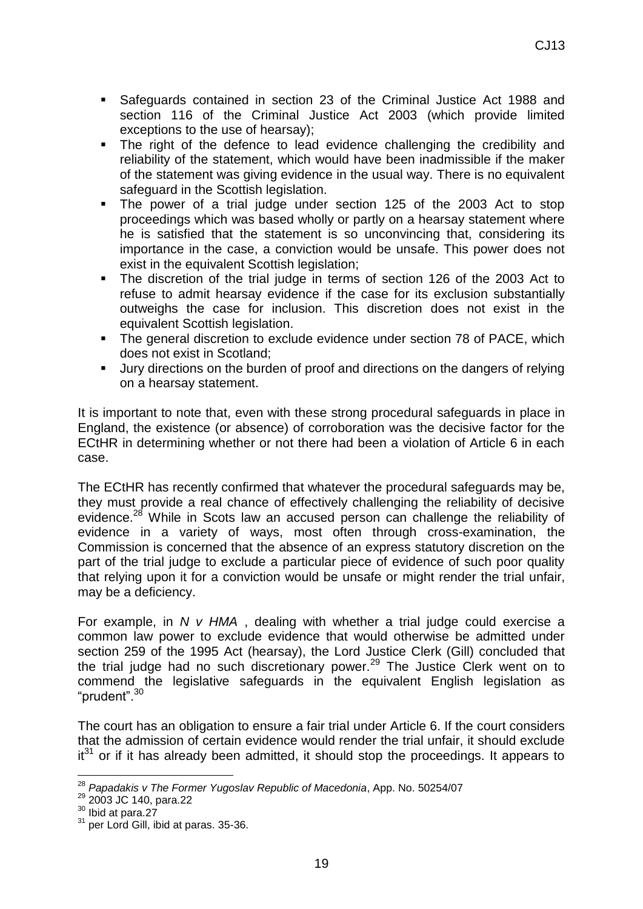- Safeguards contained in section 23 of the Criminal Justice Act 1988 and section 116 of the Criminal Justice Act 2003 (which provide limited exceptions to the use of hearsay);
- The right of the defence to lead evidence challenging the credibility and reliability of the statement, which would have been inadmissible if the maker of the statement was giving evidence in the usual way. There is no equivalent safeguard in the Scottish legislation.
- The power of a trial judge under section 125 of the 2003 Act to stop proceedings which was based wholly or partly on a hearsay statement where he is satisfied that the statement is so unconvincing that, considering its importance in the case, a conviction would be unsafe. This power does not exist in the equivalent Scottish legislation;
- The discretion of the trial judge in terms of section 126 of the 2003 Act to refuse to admit hearsay evidence if the case for its exclusion substantially outweighs the case for inclusion. This discretion does not exist in the equivalent Scottish legislation.
- The general discretion to exclude evidence under section 78 of PACE, which does not exist in Scotland;
- Jury directions on the burden of proof and directions on the dangers of relying on a hearsay statement.

It is important to note that, even with these strong procedural safeguards in place in England, the existence (or absence) of corroboration was the decisive factor for the ECtHR in determining whether or not there had been a violation of Article 6 in each case.

The ECtHR has recently confirmed that whatever the procedural safeguards may be, they must provide a real chance of effectively challenging the reliability of decisive evidence.[28] While in Scots law an accused person can challenge the reliability of evidence in a variety of ways, most often through cross-examination, the Commission is concerned that the absence of an express statutory discretion on the part of the trial judge to exclude a particular piece of evidence of such poor quality that relying upon it for a conviction would be unsafe or might render the trial unfair, may be a deficiency.

For example, in *N v HMA* , dealing with whether a trial judge could exercise a common law power to exclude evidence that would otherwise be admitted under section 259 of the 1995 Act (hearsay), the Lord Justice Clerk (Gill) concluded that the trial judge had no such discretionary power.[29] The Justice Clerk went on to commend the legislative safeguards in the equivalent English legislation as "prudent".[30]

The court has an obligation to ensure a fair trial under Article 6. If the court considers that the admission of certain evidence would render the trial unfair, it should exclude it[31] or if it has already been admitted, it should stop the proceedings. It appears to

---

[28] *Papadakis v The Former Yugoslav Republic of Macedonia*, App. No. 50254/07

[29] 2003 JC 140, para.22

[30] Ibid at para.27

[31] per Lord Gill, ibid at paras. 35-36.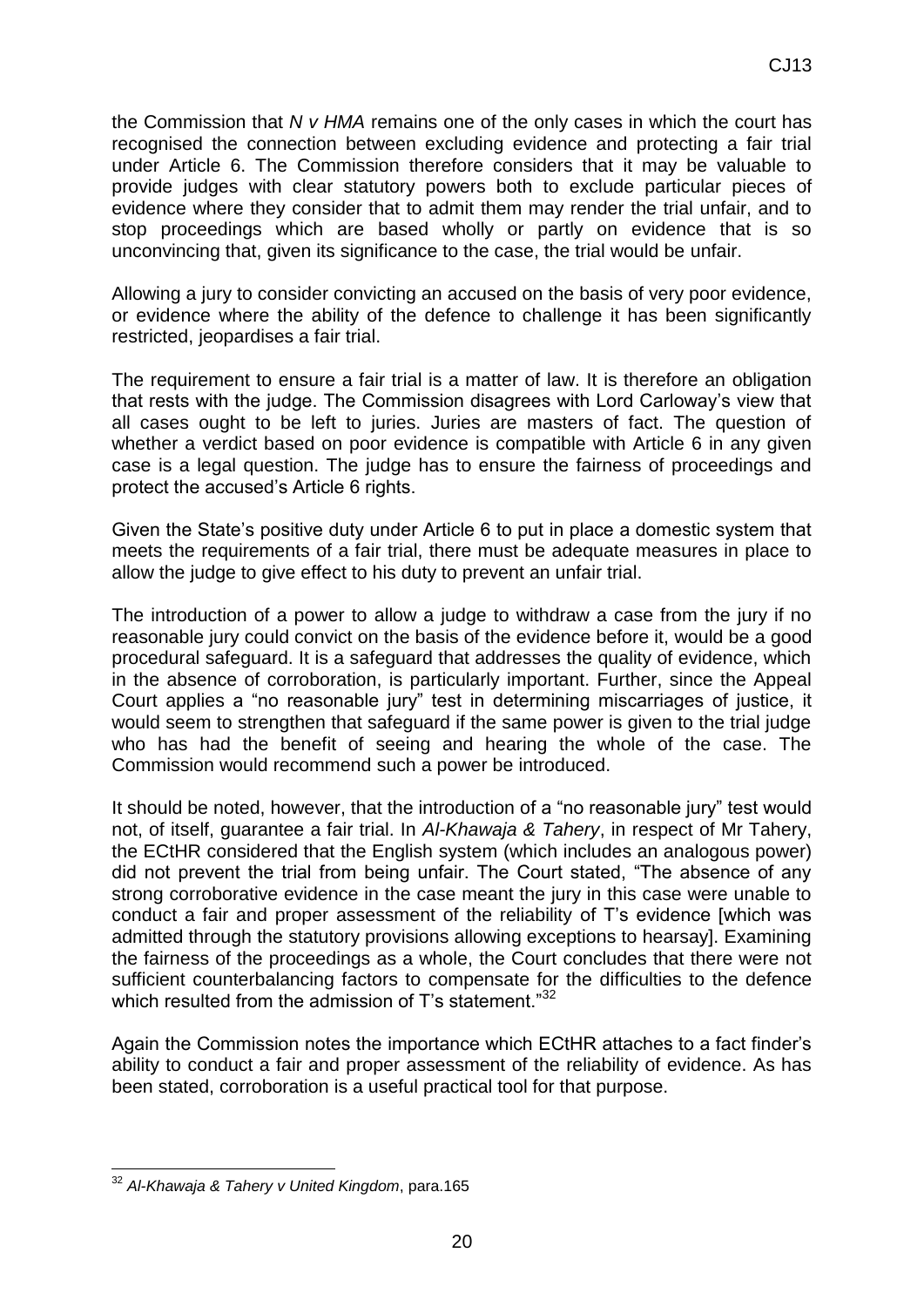the Commission that *N v HMA* remains one of the only cases in which the court has recognised the connection between excluding evidence and protecting a fair trial under Article 6. The Commission therefore considers that it may be valuable to provide judges with clear statutory powers both to exclude particular pieces of evidence where they consider that to admit them may render the trial unfair, and to stop proceedings which are based wholly or partly on evidence that is so unconvincing that, given its significance to the case, the trial would be unfair.

Allowing a jury to consider convicting an accused on the basis of very poor evidence, or evidence where the ability of the defence to challenge it has been significantly restricted, jeopardises a fair trial.

The requirement to ensure a fair trial is a matter of law. It is therefore an obligation that rests with the judge. The Commission disagrees with Lord Carloway's view that all cases ought to be left to juries. Juries are masters of fact. The question of whether a verdict based on poor evidence is compatible with Article 6 in any given case is a legal question. The judge has to ensure the fairness of proceedings and protect the accused's Article 6 rights.

Given the State's positive duty under Article 6 to put in place a domestic system that meets the requirements of a fair trial, there must be adequate measures in place to allow the judge to give effect to his duty to prevent an unfair trial.

The introduction of a power to allow a judge to withdraw a case from the jury if no reasonable jury could convict on the basis of the evidence before it, would be a good procedural safeguard. It is a safeguard that addresses the quality of evidence, which in the absence of corroboration, is particularly important. Further, since the Appeal Court applies a "no reasonable jury" test in determining miscarriages of justice, it would seem to strengthen that safeguard if the same power is given to the trial judge who has had the benefit of seeing and hearing the whole of the case. The Commission would recommend such a power be introduced.

It should be noted, however, that the introduction of a "no reasonable jury" test would not, of itself, guarantee a fair trial. In *Al-Khawaja & Tahery*, in respect of Mr Tahery, the ECtHR considered that the English system (which includes an analogous power) did not prevent the trial from being unfair. The Court stated, "The absence of any strong corroborative evidence in the case meant the jury in this case were unable to conduct a fair and proper assessment of the reliability of T's evidence [which was admitted through the statutory provisions allowing exceptions to hearsay]. Examining the fairness of the proceedings as a whole, the Court concludes that there were not sufficient counterbalancing factors to compensate for the difficulties to the defence which resulted from the admission of T's statement."[32]

Again the Commission notes the importance which ECtHR attaches to a fact finder's ability to conduct a fair and proper assessment of the reliability of evidence. As has been stated, corroboration is a useful practical tool for that purpose.

---

[32] *Al-Khawaja & Tahery v United Kingdom*, para.165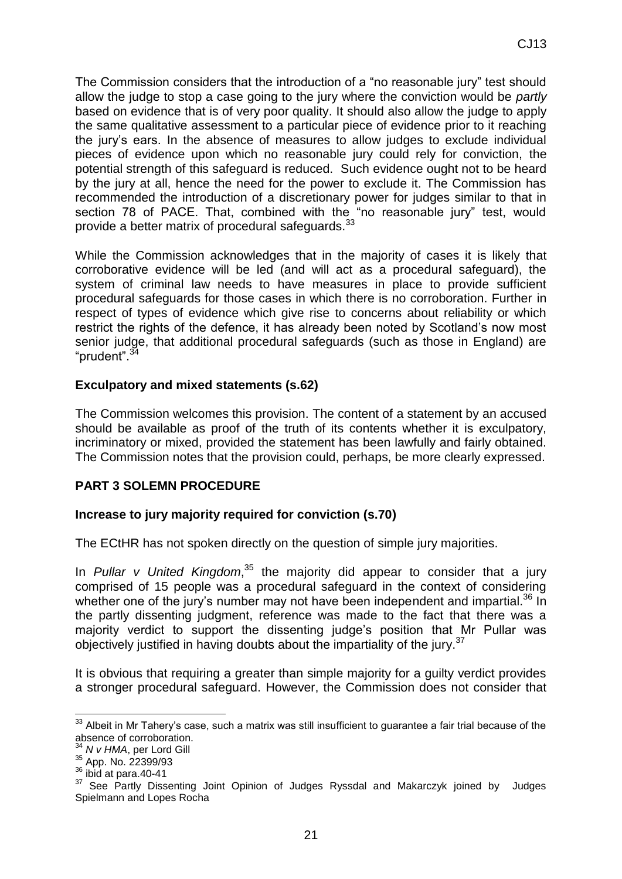The Commission considers that the introduction of a "no reasonable jury" test should allow the judge to stop a case going to the jury where the conviction would be *partly* based on evidence that is of very poor quality. It should also allow the judge to apply the same qualitative assessment to a particular piece of evidence prior to it reaching the jury's ears. In the absence of measures to allow judges to exclude individual pieces of evidence upon which no reasonable jury could rely for conviction, the potential strength of this safeguard is reduced. Such evidence ought not to be heard by the jury at all, hence the need for the power to exclude it. The Commission has recommended the introduction of a discretionary power for judges similar to that in section 78 of PACE. That, combined with the "no reasonable jury" test, would provide a better matrix of procedural safeguards.[33]

While the Commission acknowledges that in the majority of cases it is likely that corroborative evidence will be led (and will act as a procedural safeguard), the system of criminal law needs to have measures in place to provide sufficient procedural safeguards for those cases in which there is no corroboration. Further in respect of types of evidence which give rise to concerns about reliability or which restrict the rights of the defence, it has already been noted by Scotland's now most senior judge, that additional procedural safeguards (such as those in England) are "prudent".[34]

**Exculpatory and mixed statements (s.62)**

The Commission welcomes this provision. The content of a statement by an accused should be available as proof of the truth of its contents whether it is exculpatory, incriminatory or mixed, provided the statement has been lawfully and fairly obtained. The Commission notes that the provision could, perhaps, be more clearly expressed.

## PART 3 SOLEMN PROCEDURE

**Increase to jury majority required for conviction (s.70)**

The ECtHR has not spoken directly on the question of simple jury majorities.

In *Pullar v United Kingdom*,[35] the majority did appear to consider that a jury comprised of 15 people was a procedural safeguard in the context of considering whether one of the jury's number may not have been independent and impartial.[36] In the partly dissenting judgment, reference was made to the fact that there was a majority verdict to support the dissenting judge's position that Mr Pullar was objectively justified in having doubts about the impartiality of the jury.[37]

It is obvious that requiring a greater than simple majority for a guilty verdict provides a stronger procedural safeguard. However, the Commission does not consider that

---

[33] Albeit in Mr Tahery's case, such a matrix was still insufficient to guarantee a fair trial because of the absence of corroboration.

[34] *N v HMA*, per Lord Gill

[35] App. No. 22399/93

[36] ibid at para.40-41

[37] See Partly Dissenting Joint Opinion of Judges Ryssdal and Makarczyk joined by Judges Spielmann and Lopes Rocha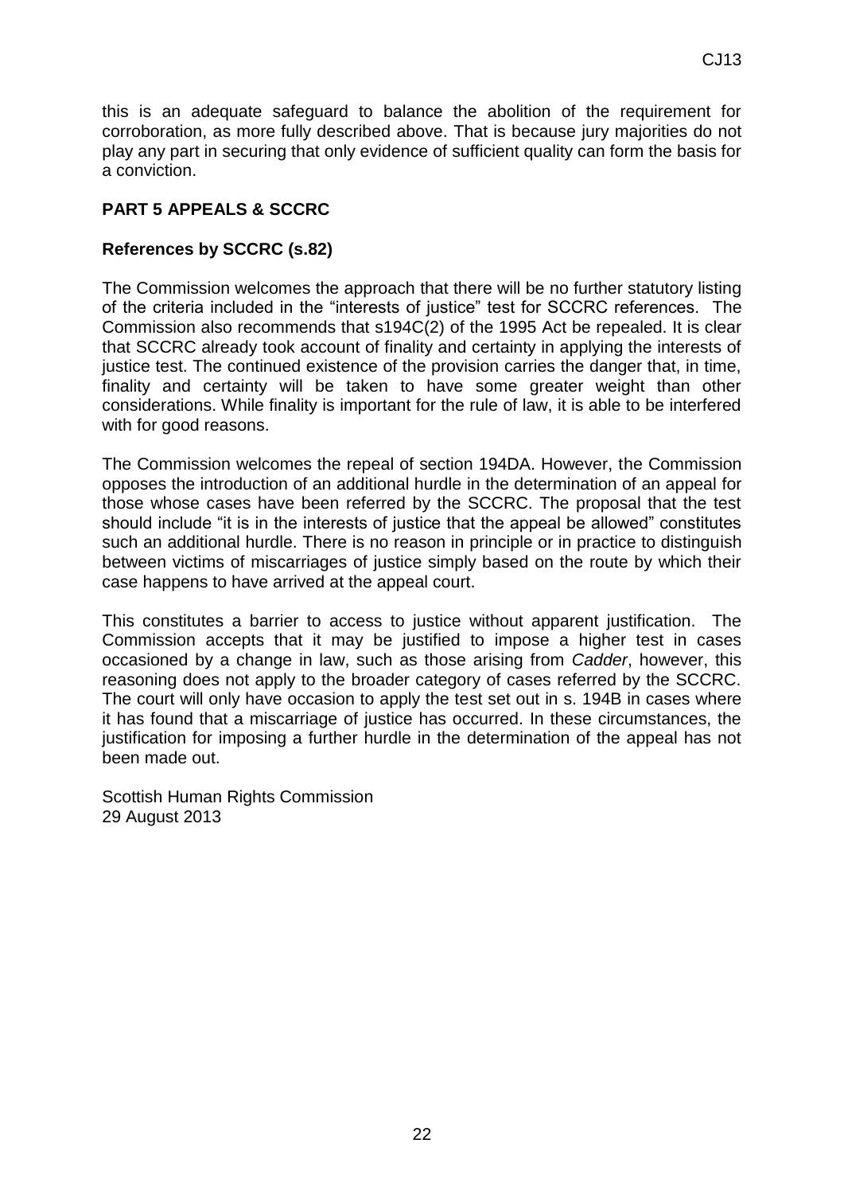this is an adequate safeguard to balance the abolition of the requirement for corroboration, as more fully described above. That is because jury majorities do not play any part in securing that only evidence of sufficient quality can form the basis for a conviction.

## PART 5 APPEALS & SCCRC

### References by SCCRC (s.82)

The Commission welcomes the approach that there will be no further statutory listing of the criteria included in the "interests of justice" test for SCCRC references. The Commission also recommends that s194C(2) of the 1995 Act be repealed. It is clear that SCCRC already took account of finality and certainty in applying the interests of justice test. The continued existence of the provision carries the danger that, in time, finality and certainty will be taken to have some greater weight than other considerations. While finality is important for the rule of law, it is able to be interfered with for good reasons.

The Commission welcomes the repeal of section 194DA. However, the Commission opposes the introduction of an additional hurdle in the determination of an appeal for those whose cases have been referred by the SCCRC. The proposal that the test should include "it is in the interests of justice that the appeal be allowed" constitutes such an additional hurdle. There is no reason in principle or in practice to distinguish between victims of miscarriages of justice simply based on the route by which their case happens to have arrived at the appeal court.

This constitutes a barrier to access to justice without apparent justification. The Commission accepts that it may be justified to impose a higher test in cases occasioned by a change in law, such as those arising from *Cadder*, however, this reasoning does not apply to the broader category of cases referred by the SCCRC. The court will only have occasion to apply the test set out in s. 194B in cases where it has found that a miscarriage of justice has occurred. In these circumstances, the justification for imposing a further hurdle in the determination of the appeal has not been made out.

Scottish Human Rights Commission
29 August 2013